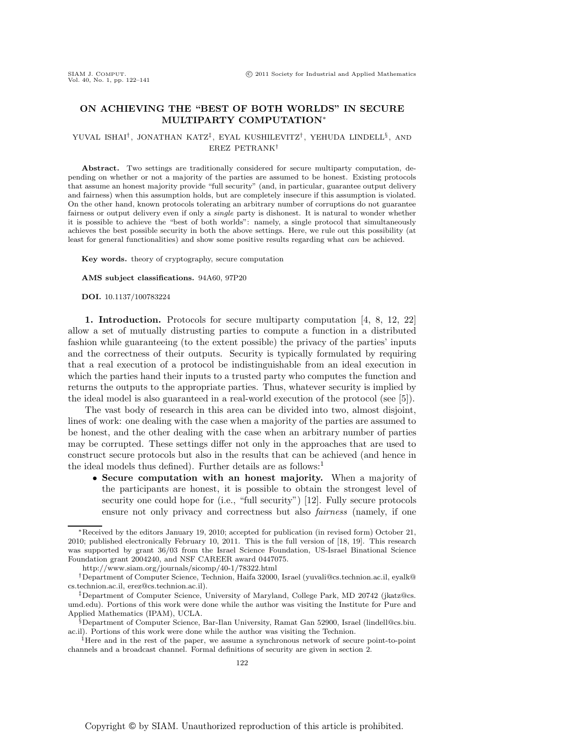# ON ACHIEVING THE "BEST OF BOTH WORLDS" IN SECURE MULTIPARTY COMPUTATION*

YUVAL ISHAI†, JONATHAN KATZ‡, EYAL KUSHILEVITZ†, YEHUDA LINDELL§, AND EREZ PETRANK†

**Abstract.** Two settings are traditionally considered for secure multiparty computation, depending on whether or not a majority of the parties are assumed to be honest. Existing protocols that assume an honest majority provide "full security" (and, in particular, guarantee output delivery and fairness) when this assumption holds, but are completely insecure if this assumption is violated. On the other hand, known protocols tolerating an arbitrary number of corruptions do not guarantee fairness or output delivery even if only a *single* party is dishonest. It is natural to wonder whether it is possible to achieve the "best of both worlds": namely, a single protocol that simultaneously achieves the best possible security in both the above settings. Here, we rule out this possibility (at least for general functionalities) and show some positive results regarding what *can* be achieved.

**Key words.** theory of cryptography, secure computation

**AMS subject classifications.** 94A60, 97P20

**DOI.** 10.1137/100783224

## 1. Introduction.

Protocols for secure multiparty computation [4, 8, 12, 22] allow a set of mutually distrusting parties to compute a function in a distributed fashion while guaranteeing (to the extent possible) the privacy of the parties' inputs and the correctness of their outputs. Security is typically formulated by requiring that a real execution of a protocol be indistinguishable from an ideal execution in which the parties hand their inputs to a trusted party who computes the function and returns the outputs to the appropriate parties. Thus, whatever security is implied by the ideal model is also guaranteed in a real-world execution of the protocol (see [5]).

The vast body of research in this area can be divided into two, almost disjoint, lines of work: one dealing with the case when a majority of the parties are assumed to be honest, and the other dealing with the case when an arbitrary number of parties may be corrupted. These settings differ not only in the approaches that are used to construct secure protocols but also in the results that can be achieved (and hence in the ideal models thus defined). Further details are as follows:[1]

- **Secure computation with an honest majority.** When a majority of the participants are honest, it is possible to obtain the strongest level of security one could hope for (i.e., "full security") [12]. Fully secure protocols ensure not only privacy and correctness but also *fairness* (namely, if one

---

*Received by the editors January 19, 2010; accepted for publication (in revised form) October 21, 2010; published electronically February 10, 2011. This is the full version of [18, 19]. This research was supported by grant 36/03 from the Israel Science Foundation, US-Israel Binational Science Foundation grant 2004240, and NSF CAREER award 0447075.

http://www.siam.org/journals/sicomp/40-1/78322.html

†Department of Computer Science, Technion, Haifa 32000, Israel (yuvali@cs.technion.ac.il, eyalk@cs.technion.ac.il, erez@cs.technion.ac.il).

‡Department of Computer Science, University of Maryland, College Park, MD 20742 (jkatz@cs.umd.edu). Portions of this work were done while the author was visiting the Institute for Pure and Applied Mathematics (IPAM), UCLA.

§Department of Computer Science, Bar-Ilan University, Ramat Gan 52900, Israel (lindell@cs.biu.ac.il). Portions of this work were done while the author was visiting the Technion.

[1]Here and in the rest of the paper, we assume a synchronous network of secure point-to-point channels and a broadcast channel. Formal definitions of security are given in section 2.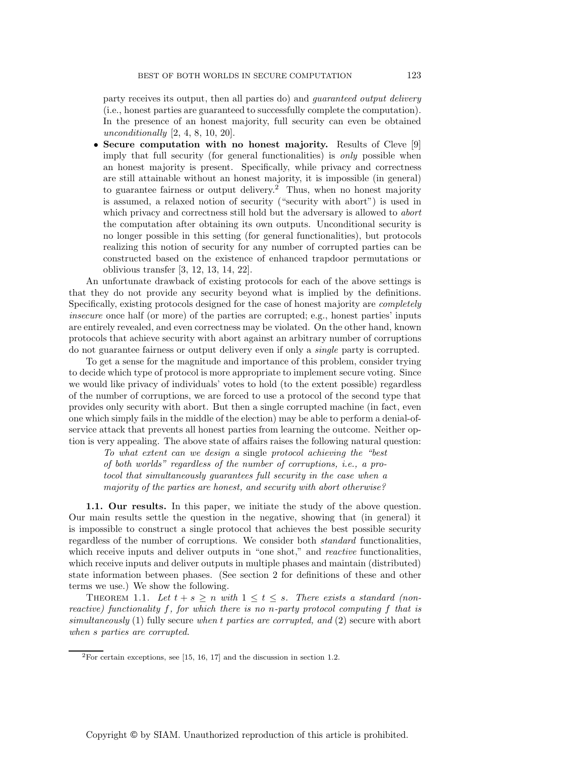party receives its output, then all parties do) and *guaranteed output delivery* (i.e., honest parties are guaranteed to successfully complete the computation). In the presence of an honest majority, full security can even be obtained *unconditionally* [2, 4, 8, 10, 20].

- **Secure computation with no honest majority.** Results of Cleve [9] imply that full security (for general functionalities) is *only* possible when an honest majority is present. Specifically, while privacy and correctness are still attainable without an honest majority, it is impossible (in general) to guarantee fairness or output delivery.[2] Thus, when no honest majority is assumed, a relaxed notion of security ("security with abort") is used in which privacy and correctness still hold but the adversary is allowed to *abort* the computation after obtaining its own outputs. Unconditional security is no longer possible in this setting (for general functionalities), but protocols realizing this notion of security for any number of corrupted parties can be constructed based on the existence of enhanced trapdoor permutations or oblivious transfer [3, 12, 13, 14, 22].

An unfortunate drawback of existing protocols for each of the above settings is that they do not provide any security beyond what is implied by the definitions. Specifically, existing protocols designed for the case of honest majority are *completely insecure* once half (or more) of the parties are corrupted; e.g., honest parties' inputs are entirely revealed, and even correctness may be violated. On the other hand, known protocols that achieve security with abort against an arbitrary number of corruptions do not guarantee fairness or output delivery even if only a *single* party is corrupted.

To get a sense for the magnitude and importance of this problem, consider trying to decide which type of protocol is more appropriate to implement secure voting. Since we would like privacy of individuals' votes to hold (to the extent possible) regardless of the number of corruptions, we are forced to use a protocol of the second type that provides only security with abort. But then a single corrupted machine (in fact, even one which simply fails in the middle of the election) may be able to perform a denial-of-service attack that prevents all honest parties from learning the outcome. Neither option is very appealing. The above state of affairs raises the following natural question:

> *To what extent can we design a* single *protocol achieving the "best of both worlds" regardless of the number of corruptions, i.e., a protocol that simultaneously guarantees full security in the case when a majority of the parties are honest, and security with abort otherwise?*

**1.1. Our results.** In this paper, we initiate the study of the above question. Our main results settle the question in the negative, showing that (in general) it is impossible to construct a single protocol that achieves the best possible security regardless of the number of corruptions. We consider both *standard* functionalities, which receive inputs and deliver outputs in "one shot," and *reactive* functionalities, which receive inputs and deliver outputs in multiple phases and maintain (distributed) state information between phases. (See section 2 for definitions of these and other terms we use.) We show the following.

THEOREM 1.1. *Let $t + s \geq n$ with $1 \leq t \leq s$. There exists a standard (non-reactive) functionality $f$, for which there is no $n$-party protocol computing $f$ that is simultaneously* (1) fully secure *when $t$ parties are corrupted, and* (2) secure with abort *when $s$ parties are corrupted.*

[2] For certain exceptions, see [15, 16, 17] and the discussion in section 1.2.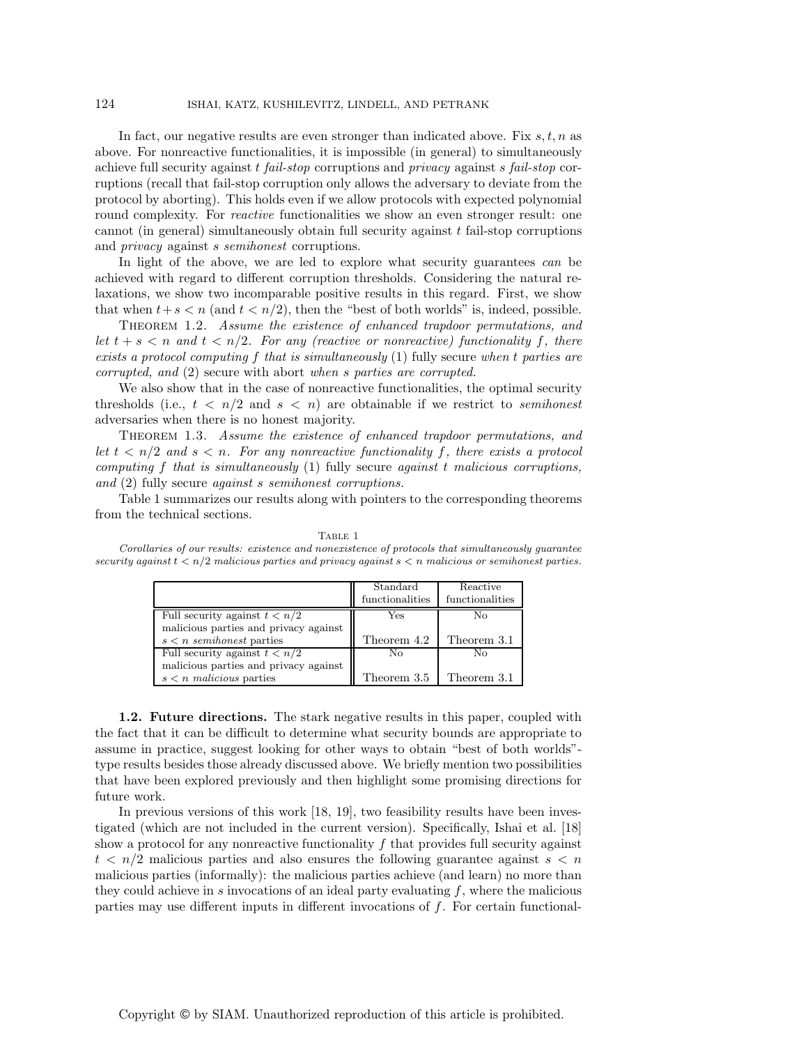In fact, our negative results are even stronger than indicated above. Fix $s, t, n$ as above. For nonreactive functionalities, it is impossible (in general) to simultaneously achieve full security against $t$ *fail-stop* corruptions and *privacy* against $s$ *fail-stop* corruptions (recall that fail-stop corruption only allows the adversary to deviate from the protocol by aborting). This holds even if we allow protocols with expected polynomial round complexity. For *reactive* functionalities we show an even stronger result: one cannot (in general) simultaneously obtain full security against $t$ fail-stop corruptions and *privacy* against $s$ *semihonest* corruptions.

In light of the above, we are led to explore what security guarantees *can* be achieved with regard to different corruption thresholds. Considering the natural relaxations, we show two incomparable positive results in this regard. First, we show that when $t+s < n$ (and $t < n/2$), then the "best of both worlds" is, indeed, possible.

THEOREM 1.2. *Assume the existence of enhanced trapdoor permutations, and let $t + s < n$ and $t < n/2$. For any (reactive or nonreactive) functionality $f$, there exists a protocol computing $f$ that is simultaneously* (1) fully secure *when $t$ parties are corrupted, and* (2) secure with abort *when $s$ parties are corrupted.*

We also show that in the case of nonreactive functionalities, the optimal security thresholds (i.e., $t < n/2$ and $s < n$) are obtainable if we restrict to *semihonest* adversaries when there is no honest majority.

THEOREM 1.3. *Assume the existence of enhanced trapdoor permutations, and let $t < n/2$ and $s < n$. For any nonreactive functionality $f$, there exists a protocol computing $f$ that is simultaneously* (1) fully secure *against $t$ malicious corruptions, and* (2) fully secure *against $s$ semihonest corruptions.*

Table 1 summarizes our results along with pointers to the corresponding theorems from the technical sections.

TABLE 1

*Corollaries of our results: existence and nonexistence of protocols that simultaneously guarantee security against $t < n/2$ malicious parties and privacy against $s < n$ malicious or semihonest parties.*

| | Standard functionalities | Reactive functionalities |
|---|---|---|
| Full security against $t < n/2$ malicious parties and privacy against $s < n$ *semihonest* parties | Yes<br>Theorem 4.2 | No<br>Theorem 3.1 |
| Full security against $t < n/2$ malicious parties and privacy against $s < n$ *malicious* parties | No<br>Theorem 3.5 | No<br>Theorem 3.1 |

**1.2. Future directions.** The stark negative results in this paper, coupled with the fact that it can be difficult to determine what security bounds are appropriate to assume in practice, suggest looking for other ways to obtain "best of both worlds"-type results besides those already discussed above. We briefly mention two possibilities that have been explored previously and then highlight some promising directions for future work.

In previous versions of this work [18, 19], two feasibility results have been investigated (which are not included in the current version). Specifically, Ishai et al. [18] show a protocol for any nonreactive functionality $f$ that provides full security against $t < n/2$ malicious parties and also ensures the following guarantee against $s < n$ malicious parties (informally): the malicious parties achieve (and learn) no more than they could achieve in $s$ invocations of an ideal party evaluating $f$, where the malicious parties may use different inputs in different invocations of $f$. For certain functional-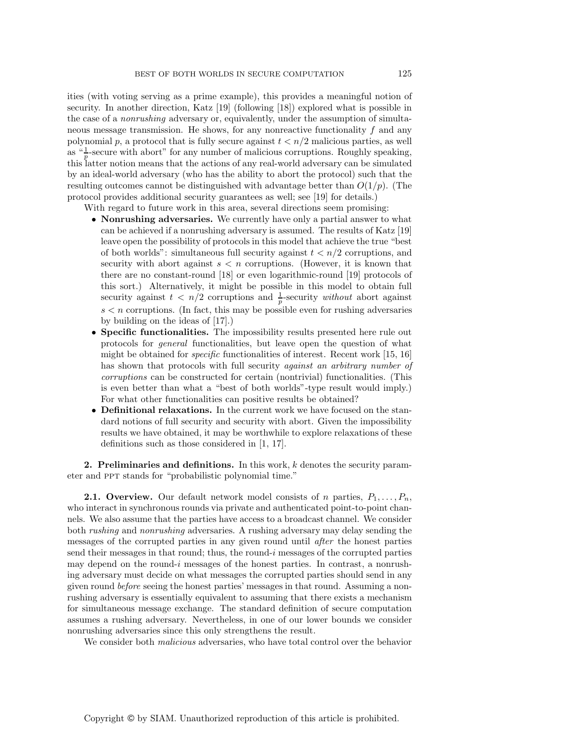ities (with voting serving as a prime example), this provides a meaningful notion of security. In another direction, Katz [19] (following [18]) explored what is possible in the case of a *nonrushing* adversary or, equivalently, under the assumption of simultaneous message transmission. He shows, for any nonreactive functionality $f$ and any polynomial $p$, a protocol that is fully secure against $t < n/2$ malicious parties, as well as "$\frac{1}{p}$-secure with abort" for any number of malicious corruptions. Roughly speaking, this latter notion means that the actions of any real-world adversary can be simulated by an ideal-world adversary (who has the ability to abort the protocol) such that the resulting outcomes cannot be distinguished with advantage better than $O(1/p)$. (The protocol provides additional security guarantees as well; see [19] for details.)

With regard to future work in this area, several directions seem promising:

- **Nonrushing adversaries.** We currently have only a partial answer to what can be achieved if a nonrushing adversary is assumed. The results of Katz [19] leave open the possibility of protocols in this model that achieve the true "best of both worlds": simultaneous full security against $t < n/2$ corruptions, and security with abort against $s < n$ corruptions. (However, it is known that there are no constant-round [18] or even logarithmic-round [19] protocols of this sort.) Alternatively, it might be possible in this model to obtain full security against $t < n/2$ corruptions and $\frac{1}{p}$-security *without* abort against $s < n$ corruptions. (In fact, this may be possible even for rushing adversaries by building on the ideas of [17].)
- **Specific functionalities.** The impossibility results presented here rule out protocols for *general* functionalities, but leave open the question of what might be obtained for *specific* functionalities of interest. Recent work [15, 16] has shown that protocols with full security *against an arbitrary number of corruptions* can be constructed for certain (nontrivial) functionalities. (This is even better than what a "best of both worlds"-type result would imply.) For what other functionalities can positive results be obtained?
- **Definitional relaxations.** In the current work we have focused on the standard notions of full security and security with abort. Given the impossibility results we have obtained, it may be worthwhile to explore relaxations of these definitions such as those considered in [1, 17].

## 2. Preliminaries and definitions.

In this work, $k$ denotes the security parameter and PPT stands for "probabilistic polynomial time."

### 2.1. Overview.

Our default network model consists of $n$ parties, $P_1, \ldots, P_n$, who interact in synchronous rounds via private and authenticated point-to-point channels. We also assume that the parties have access to a broadcast channel. We consider both *rushing* and *nonrushing* adversaries. A rushing adversary may delay sending the messages of the corrupted parties in any given round until *after* the honest parties send their messages in that round; thus, the round-$i$ messages of the corrupted parties may depend on the round-$i$ messages of the honest parties. In contrast, a nonrushing adversary must decide on what messages the corrupted parties should send in any given round *before* seeing the honest parties' messages in that round. Assuming a nonrushing adversary is essentially equivalent to assuming that there exists a mechanism for simultaneous message exchange. The standard definition of secure computation assumes a rushing adversary. Nevertheless, in one of our lower bounds we consider nonrushing adversaries since this only strengthens the result.

We consider both *malicious* adversaries, who have total control over the behavior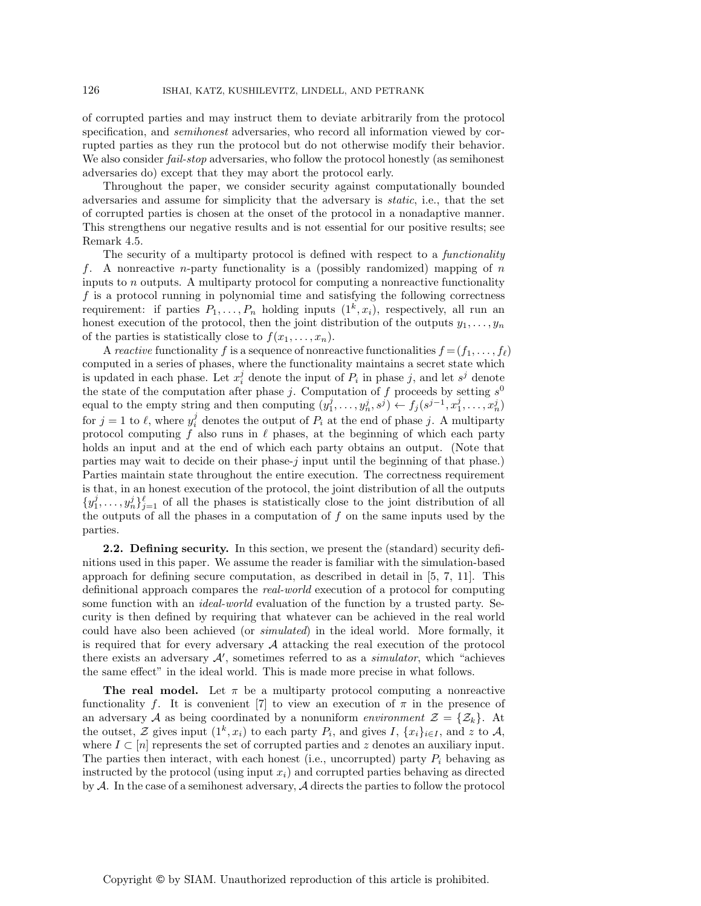of corrupted parties and may instruct them to deviate arbitrarily from the protocol specification, and *semihonest* adversaries, who record all information viewed by corrupted parties as they run the protocol but do not otherwise modify their behavior. We also consider *fail-stop* adversaries, who follow the protocol honestly (as semihonest adversaries do) except that they may abort the protocol early.

Throughout the paper, we consider security against computationally bounded adversaries and assume for simplicity that the adversary is *static*, i.e., that the set of corrupted parties is chosen at the onset of the protocol in a nonadaptive manner. This strengthens our negative results and is not essential for our positive results; see Remark 4.5.

The security of a multiparty protocol is defined with respect to a *functionality* $f$. A nonreactive $n$-party functionality is a (possibly randomized) mapping of $n$ inputs to $n$ outputs. A multiparty protocol for computing a nonreactive functionality $f$ is a protocol running in polynomial time and satisfying the following correctness requirement: if parties $P_1, \ldots, P_n$ holding inputs $(1^k, x_i)$, respectively, all run an honest execution of the protocol, then the joint distribution of the outputs $y_1, \ldots, y_n$ of the parties is statistically close to $f(x_1, \ldots, x_n)$.

A *reactive* functionality $f$ is a sequence of nonreactive functionalities $f = (f_1, \ldots, f_\ell)$ computed in a series of phases, where the functionality maintains a secret state which is updated in each phase. Let $x_i^j$ denote the input of $P_i$ in phase $j$, and let $s^j$ denote the state of the computation after phase $j$. Computation of $f$ proceeds by setting $s^0$ equal to the empty string and then computing $(y_1^j, \ldots, y_n^j, s^j) \leftarrow f_j(s^{j-1}, x_1^j, \ldots, x_n^j)$ for $j = 1$ to $\ell$, where $y_i^j$ denotes the output of $P_i$ at the end of phase $j$. A multiparty protocol computing $f$ also runs in $\ell$ phases, at the beginning of which each party holds an input and at the end of which each party obtains an output. (Note that parties may wait to decide on their phase-$j$ input until the beginning of that phase.) Parties maintain state throughout the entire execution. The correctness requirement is that, in an honest execution of the protocol, the joint distribution of all the outputs $\{y_1^j, \ldots, y_n^j\}_{j=1}^{\ell}$ of all the phases is statistically close to the joint distribution of all the outputs of all the phases in a computation of $f$ on the same inputs used by the parties.

## 2.2. Defining security.

In this section, we present the (standard) security definitions used in this paper. We assume the reader is familiar with the simulation-based approach for defining secure computation, as described in detail in [5, 7, 11]. This definitional approach compares the *real-world* execution of a protocol for computing some function with an *ideal-world* evaluation of the function by a trusted party. Security is then defined by requiring that whatever can be achieved in the real world could have also been achieved (or *simulated*) in the ideal world. More formally, it is required that for every adversary $\mathcal{A}$ attacking the real execution of the protocol there exists an adversary $\mathcal{A}'$, sometimes referred to as a *simulator*, which "achieves the same effect" in the ideal world. This is made more precise in what follows.

**The real model.** Let $\pi$ be a multiparty protocol computing a nonreactive functionality $f$. It is convenient [7] to view an execution of $\pi$ in the presence of an adversary $\mathcal{A}$ as being coordinated by a nonuniform *environment* $\mathcal{Z} = \{\mathcal{Z}_k\}$. At the outset, $\mathcal{Z}$ gives input $(1^k, x_i)$ to each party $P_i$, and gives $I$, $\{x_i\}_{i \in I}$, and $z$ to $\mathcal{A}$, where $I \subset [n]$ represents the set of corrupted parties and $z$ denotes an auxiliary input. The parties then interact, with each honest (i.e., uncorrupted) party $P_i$ behaving as instructed by the protocol (using input $x_i$) and corrupted parties behaving as directed by $\mathcal{A}$. In the case of a semihonest adversary, $\mathcal{A}$ directs the parties to follow the protocol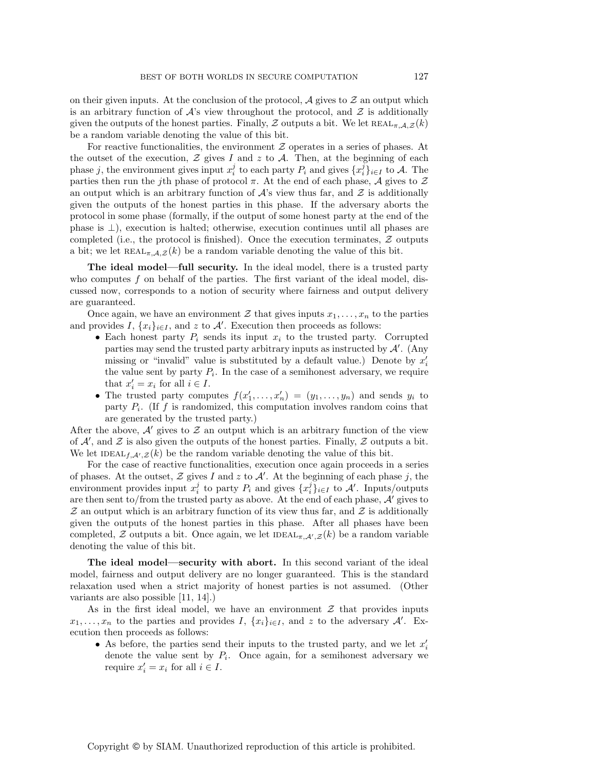on their given inputs. At the conclusion of the protocol, $\mathcal{A}$ gives to $\mathcal{Z}$ an output which is an arbitrary function of $\mathcal{A}$'s view throughout the protocol, and $\mathcal{Z}$ is additionally given the outputs of the honest parties. Finally, $\mathcal{Z}$ outputs a bit. We let $\text{REAL}_{\pi,\mathcal{A},\mathcal{Z}}(k)$ be a random variable denoting the value of this bit.

For reactive functionalities, the environment $\mathcal{Z}$ operates in a series of phases. At the outset of the execution, $\mathcal{Z}$ gives $I$ and $z$ to $\mathcal{A}$. Then, at the beginning of each phase $j$, the environment gives input $x_i^j$ to each party $P_i$ and gives $\{x_i^j\}_{i \in I}$ to $\mathcal{A}$. The parties then run the $j$th phase of protocol $\pi$. At the end of each phase, $\mathcal{A}$ gives to $\mathcal{Z}$ an output which is an arbitrary function of $\mathcal{A}$'s view thus far, and $\mathcal{Z}$ is additionally given the outputs of the honest parties in this phase. If the adversary aborts the protocol in some phase (formally, if the output of some honest party at the end of the phase is $\perp$), execution is halted; otherwise, execution continues until all phases are completed (i.e., the protocol is finished). Once the execution terminates, $\mathcal{Z}$ outputs a bit; we let $\text{REAL}_{\pi,\mathcal{A},\mathcal{Z}}(k)$ be a random variable denoting the value of this bit.

**The ideal model—full security.** In the ideal model, there is a trusted party who computes $f$ on behalf of the parties. The first variant of the ideal model, discussed now, corresponds to a notion of security where fairness and output delivery are guaranteed.

Once again, we have an environment $\mathcal{Z}$ that gives inputs $x_1, \ldots, x_n$ to the parties and provides $I$, $\{x_i\}_{i \in I}$, and $z$ to $\mathcal{A}'$. Execution then proceeds as follows:

- Each honest party $P_i$ sends its input $x_i$ to the trusted party. Corrupted parties may send the trusted party arbitrary inputs as instructed by $\mathcal{A}'$. (Any missing or "invalid" value is substituted by a default value.) Denote by $x_i'$ the value sent by party $P_i$. In the case of a semihonest adversary, we require that $x_i' = x_i$ for all $i \in I$.
- The trusted party computes $f(x_1', \ldots, x_n') = (y_1, \ldots, y_n)$ and sends $y_i$ to party $P_i$. (If $f$ is randomized, this computation involves random coins that are generated by the trusted party.)

After the above, $\mathcal{A}'$ gives to $\mathcal{Z}$ an output which is an arbitrary function of the view of $\mathcal{A}'$, and $\mathcal{Z}$ is also given the outputs of the honest parties. Finally, $\mathcal{Z}$ outputs a bit. We let $\text{IDEAL}_{f,\mathcal{A}',\mathcal{Z}}(k)$ be the random variable denoting the value of this bit.

For the case of reactive functionalities, execution once again proceeds in a series of phases. At the outset, $\mathcal{Z}$ gives $I$ and $z$ to $\mathcal{A}'$. At the beginning of each phase $j$, the environment provides input $x_i^j$ to party $P_i$ and gives $\{x_i^j\}_{i \in I}$ to $\mathcal{A}'$. Inputs/outputs are then sent to/from the trusted party as above. At the end of each phase, $\mathcal{A}'$ gives to $\mathcal{Z}$ an output which is an arbitrary function of its view thus far, and $\mathcal{Z}$ is additionally given the outputs of the honest parties in this phase. After all phases have been completed, $\mathcal{Z}$ outputs a bit. Once again, we let $\text{IDEAL}_{\pi,\mathcal{A}',\mathcal{Z}}(k)$ be a random variable denoting the value of this bit.

**The ideal model—security with abort.** In this second variant of the ideal model, fairness and output delivery are no longer guaranteed. This is the standard relaxation used when a strict majority of honest parties is not assumed. (Other variants are also possible [11, 14].)

As in the first ideal model, we have an environment $\mathcal{Z}$ that provides inputs $x_1, \ldots, x_n$ to the parties and provides $I$, $\{x_i\}_{i \in I}$, and $z$ to the adversary $\mathcal{A}'$. Execution then proceeds as follows:

- As before, the parties send their inputs to the trusted party, and we let $x_i'$ denote the value sent by $P_i$. Once again, for a semihonest adversary we require $x_i' = x_i$ for all $i \in I$.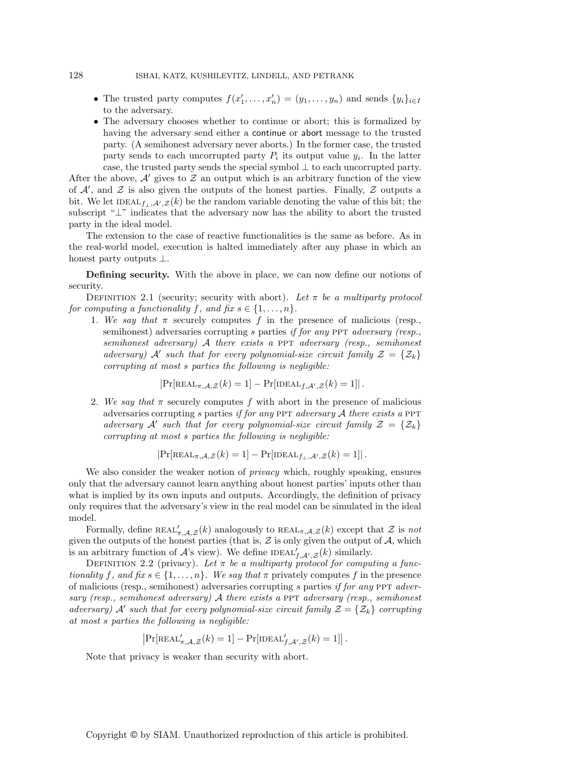- The trusted party computes $f(x'_1, \ldots, x'_n) = (y_1, \ldots, y_n)$ and sends $\{y_i\}_{i \in I}$ to the adversary.
- The adversary chooses whether to continue or abort; this is formalized by having the adversary send either a continue or abort message to the trusted party. (A semihonest adversary never aborts.) In the former case, the trusted party sends to each uncorrupted party $P_i$ its output value $y_i$. In the latter case, the trusted party sends the special symbol $\perp$ to each uncorrupted party.

After the above, $\mathcal{A}'$ gives to $\mathcal{Z}$ an output which is an arbitrary function of the view of $\mathcal{A}'$, and $\mathcal{Z}$ is also given the outputs of the honest parties. Finally, $\mathcal{Z}$ outputs a bit. We let $\text{IDEAL}_{f_\perp, \mathcal{A}', \mathcal{Z}}(k)$ be the random variable denoting the value of this bit; the subscript "$\perp$" indicates that the adversary now has the ability to abort the trusted party in the ideal model.

The extension to the case of reactive functionalities is the same as before. As in the real-world model, execution is halted immediately after any phase in which an honest party outputs $\perp$.

**Defining security.** With the above in place, we can now define our notions of security.

DEFINITION 2.1 (security; security with abort). *Let $\pi$ be a multiparty protocol for computing a functionality $f$, and fix $s \in \{1, \ldots, n\}$.*

1. *We say that $\pi$* securely computes $f$ in the presence of malicious (resp., semihonest) adversaries corrupting $s$ parties *if for any* PPT *adversary (resp., semihonest adversary) $\mathcal{A}$ there exists a* PPT *adversary (resp., semihonest adversary) $\mathcal{A}'$ such that for every polynomial-size circuit family $\mathcal{Z} = \{\mathcal{Z}_k\}$ corrupting at most $s$ parties the following is negligible:*

$$\left|\Pr[\text{REAL}_{\pi, \mathcal{A}, \mathcal{Z}}(k) = 1] - \Pr[\text{IDEAL}_{f, \mathcal{A}', \mathcal{Z}}(k) = 1]\right|.$$

2. *We say that $\pi$* securely computes $f$ with abort in the presence of malicious adversaries corrupting $s$ parties *if for any* PPT *adversary $\mathcal{A}$ there exists a* PPT *adversary $\mathcal{A}'$ such that for every polynomial-size circuit family $\mathcal{Z} = \{\mathcal{Z}_k\}$ corrupting at most $s$ parties the following is negligible:*

$$\left|\Pr[\text{REAL}_{\pi, \mathcal{A}, \mathcal{Z}}(k) = 1] - \Pr[\text{IDEAL}_{f_\perp, \mathcal{A}', \mathcal{Z}}(k) = 1]\right|.$$

We also consider the weaker notion of *privacy* which, roughly speaking, ensures only that the adversary cannot learn anything about honest parties' inputs other than what is implied by its own inputs and outputs. Accordingly, the definition of privacy only requires that the adversary's view in the real model can be simulated in the ideal model.

Formally, define $\text{REAL}'_{\pi, \mathcal{A}, \mathcal{Z}}(k)$ analogously to $\text{REAL}_{\pi, \mathcal{A}, \mathcal{Z}}(k)$ except that $\mathcal{Z}$ is *not* given the outputs of the honest parties (that is, $\mathcal{Z}$ is only given the output of $\mathcal{A}$, which is an arbitrary function of $\mathcal{A}$'s view). We define $\text{IDEAL}'_{f, \mathcal{A}', \mathcal{Z}}(k)$ similarly.

DEFINITION 2.2 (privacy). *Let $\pi$ be a multiparty protocol for computing a functionality $f$, and fix $s \in \{1, \ldots, n\}$. We say that $\pi$* privately computes $f$ in the presence of malicious (resp., semihonest) adversaries corrupting $s$ parties *if for any* PPT *adversary (resp., semihonest adversary) $\mathcal{A}$ there exists a* PPT *adversary (resp., semihonest adversary) $\mathcal{A}'$ such that for every polynomial-size circuit family $\mathcal{Z} = \{\mathcal{Z}_k\}$ corrupting at most $s$ parties the following is negligible:*

$$\left|\Pr[\text{REAL}'_{\pi, \mathcal{A}, \mathcal{Z}}(k) = 1] - \Pr[\text{IDEAL}'_{f, \mathcal{A}', \mathcal{Z}}(k) = 1]\right|.$$

Note that privacy is weaker than security with abort.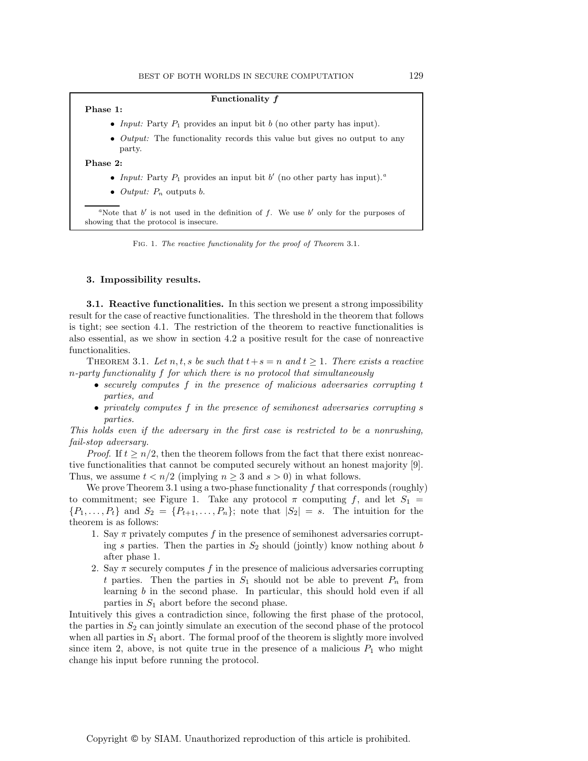**Functionality $f$**

**Phase 1:**

- *Input:* Party $P_1$ provides an input bit $b$ (no other party has input).
- *Output:* The functionality records this value but gives no output to any party.

**Phase 2:**

- *Input:* Party $P_1$ provides an input bit $b'$ (no other party has input).[a]
- *Output:* $P_n$ outputs $b$.

[a]Note that $b'$ is not used in the definition of $f$. We use $b'$ only for the purposes of showing that the protocol is insecure.

Fig. 1. *The reactive functionality for the proof of Theorem* 3.1.

## 3. Impossibility results.

**3.1. Reactive functionalities.** In this section we present a strong impossibility result for the case of reactive functionalities. The threshold in the theorem that follows is tight; see section 4.1. The restriction of the theorem to reactive functionalities is also essential, as we show in section 4.2 a positive result for the case of nonreactive functionalities.

Theorem 3.1. *Let $n, t, s$ be such that $t + s = n$ and $t \geq 1$. There exists a reactive $n$-party functionality $f$ for which there is no protocol that simultaneously*

- *securely computes $f$ in the presence of malicious adversaries corrupting $t$ parties, and*
- *privately computes $f$ in the presence of semihonest adversaries corrupting $s$ parties.*

*This holds even if the adversary in the first case is restricted to be a nonrushing, fail-stop adversary.*

*Proof.* If $t \geq n/2$, then the theorem follows from the fact that there exist nonreactive functionalities that cannot be computed securely without an honest majority [9]. Thus, we assume $t < n/2$ (implying $n \geq 3$ and $s > 0$) in what follows.

We prove Theorem 3.1 using a two-phase functionality $f$ that corresponds (roughly) to commitment; see Figure 1. Take any protocol $\pi$ computing $f$, and let $S_1 = \{P_1, \dots, P_t\}$ and $S_2 = \{P_{t+1}, \dots, P_n\}$; note that $|S_2| = s$. The intuition for the theorem is as follows:

1. Say $\pi$ privately computes $f$ in the presence of semihonest adversaries corrupting $s$ parties. Then the parties in $S_2$ should (jointly) know nothing about $b$ after phase 1.
2. Say $\pi$ securely computes $f$ in the presence of malicious adversaries corrupting $t$ parties. Then the parties in $S_1$ should not be able to prevent $P_n$ from learning $b$ in the second phase. In particular, this should hold even if all parties in $S_1$ abort before the second phase.

Intuitively this gives a contradiction since, following the first phase of the protocol, the parties in $S_2$ can jointly simulate an execution of the second phase of the protocol when all parties in $S_1$ abort. The formal proof of the theorem is slightly more involved since item 2, above, is not quite true in the presence of a malicious $P_1$ who might change his input before running the protocol.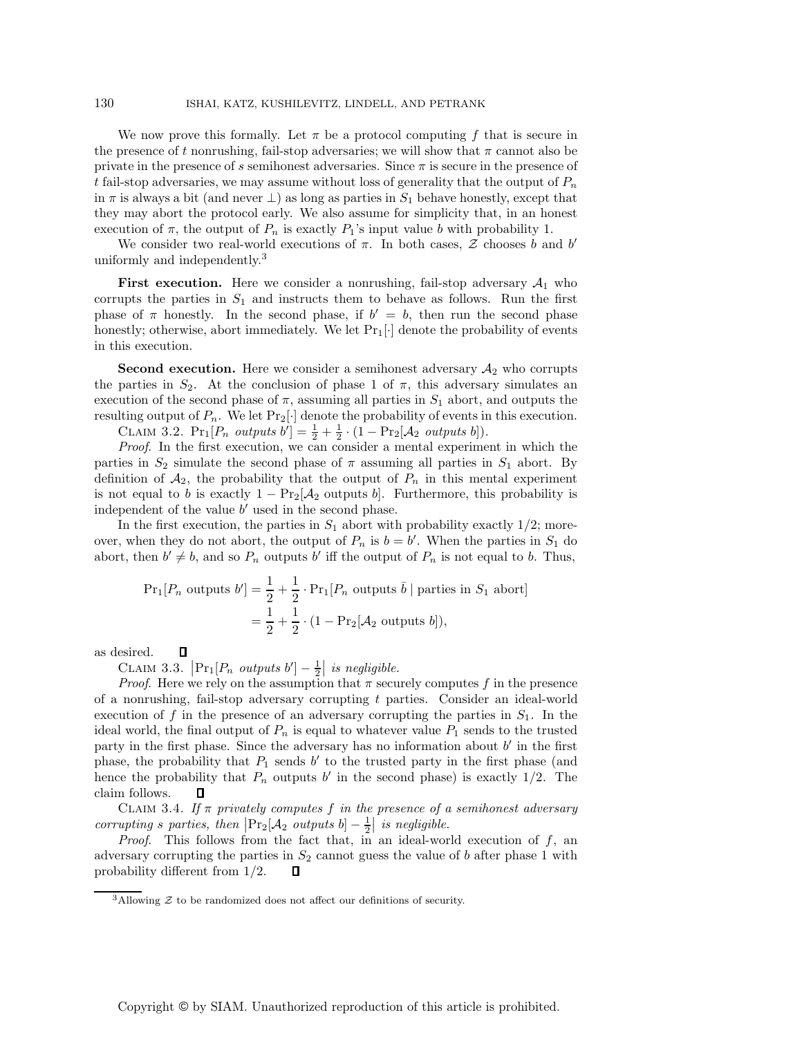We now prove this formally. Let $\pi$ be a protocol computing $f$ that is secure in the presence of $t$ nonrushing, fail-stop adversaries; we will show that $\pi$ cannot also be private in the presence of $s$ semihonest adversaries. Since $\pi$ is secure in the presence of $t$ fail-stop adversaries, we may assume without loss of generality that the output of $P_n$ in $\pi$ is always a bit (and never $\perp$) as long as parties in $S_1$ behave honestly, except that they may abort the protocol early. We also assume for simplicity that, in an honest execution of $\pi$, the output of $P_n$ is exactly $P_1$'s input value $b$ with probability 1.

We consider two real-world executions of $\pi$. In both cases, $\mathcal{Z}$ chooses $b$ and $b'$ uniformly and independently.[3]

**First execution.** Here we consider a nonrushing, fail-stop adversary $\mathcal{A}_1$ who corrupts the parties in $S_1$ and instructs them to behave as follows. Run the first phase of $\pi$ honestly. In the second phase, if $b' = b$, then run the second phase honestly; otherwise, abort immediately. We let $\Pr_1[\cdot]$ denote the probability of events in this execution.

**Second execution.** Here we consider a semihonest adversary $\mathcal{A}_2$ who corrupts the parties in $S_2$. At the conclusion of phase 1 of $\pi$, this adversary simulates an execution of the second phase of $\pi$, assuming all parties in $S_1$ abort, and outputs the resulting output of $P_n$. We let $\Pr_2[\cdot]$ denote the probability of events in this execution.

Claim 3.2. *$\Pr_1[P_n$ outputs $b'] = \frac{1}{2} + \frac{1}{2} \cdot (1 - \Pr_2[\mathcal{A}_2$ outputs $b])$.*

*Proof.* In the first execution, we can consider a mental experiment in which the parties in $S_2$ simulate the second phase of $\pi$ assuming all parties in $S_1$ abort. By definition of $\mathcal{A}_2$, the probability that the output of $P_n$ in this mental experiment is not equal to $b$ is exactly $1 - \Pr_2[\mathcal{A}_2$ outputs $b]$. Furthermore, this probability is independent of the value $b'$ used in the second phase.

In the first execution, the parties in $S_1$ abort with probability exactly $1/2$; moreover, when they do not abort, the output of $P_n$ is $b = b'$. When the parties in $S_1$ do abort, then $b' \neq b$, and so $P_n$ outputs $b'$ iff the output of $P_n$ is not equal to $b$. Thus,

$$\begin{aligned}
\Pr_1[P_n \text{ outputs } b'] &= \frac{1}{2} + \frac{1}{2} \cdot \Pr_1[P_n \text{ outputs } \bar{b} \mid \text{parties in } S_1 \text{ abort}] \\
&= \frac{1}{2} + \frac{1}{2} \cdot (1 - \Pr_2[\mathcal{A}_2 \text{ outputs } b]),
\end{aligned}$$

as desired. ∎

Claim 3.3. *$\left|\Pr_1[P_n \text{ outputs } b'] - \frac{1}{2}\right|$ is negligible.*

*Proof.* Here we rely on the assumption that $\pi$ securely computes $f$ in the presence of a nonrushing, fail-stop adversary corrupting $t$ parties. Consider an ideal-world execution of $f$ in the presence of an adversary corrupting the parties in $S_1$. In the ideal world, the final output of $P_n$ is equal to whatever value $P_1$ sends to the trusted party in the first phase. Since the adversary has no information about $b'$ in the first phase, the probability that $P_1$ sends $b'$ to the trusted party in the first phase (and hence the probability that $P_n$ outputs $b'$ in the second phase) is exactly $1/2$. The claim follows. ∎

Claim 3.4. *If $\pi$ privately computes $f$ in the presence of a semihonest adversary corrupting $s$ parties, then $\left|\Pr_2[\mathcal{A}_2 \text{ outputs } b] - \frac{1}{2}\right|$ is negligible.*

*Proof.* This follows from the fact that, in an ideal-world execution of $f$, an adversary corrupting the parties in $S_2$ cannot guess the value of $b$ after phase 1 with probability different from $1/2$. ∎

[3] Allowing $\mathcal{Z}$ to be randomized does not affect our definitions of security.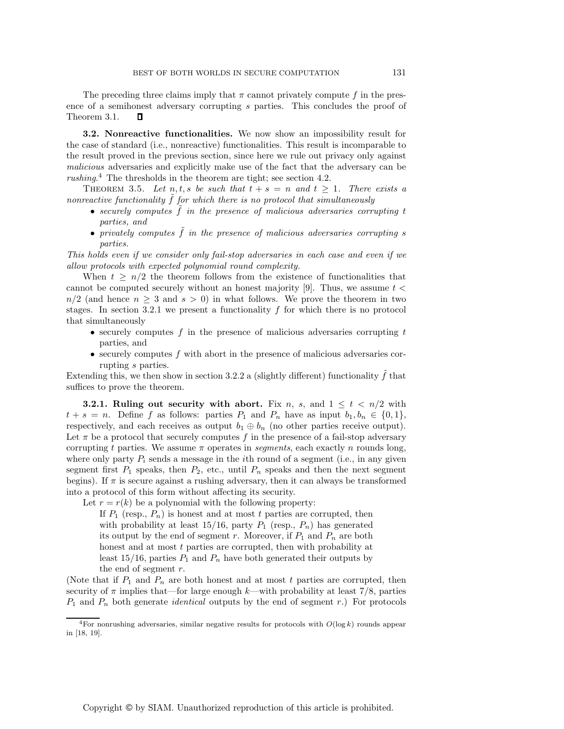The preceding three claims imply that $\pi$ cannot privately compute $f$ in the presence of a semihonest adversary corrupting $s$ parties. This concludes the proof of Theorem 3.1. ∎

**3.2. Nonreactive functionalities.** We now show an impossibility result for the case of standard (i.e., nonreactive) functionalities. This result is incomparable to the result proved in the previous section, since here we rule out privacy only against *malicious* adversaries and explicitly make use of the fact that the adversary can be *rushing*.[4] The thresholds in the theorem are tight; see section 4.2.

THEOREM 3.5. *Let $n, t, s$ be such that $t + s = n$ and $t \geq 1$. There exists a nonreactive functionality $\tilde{f}$ for which there is no protocol that simultaneously*

- *securely computes $\tilde{f}$ in the presence of malicious adversaries corrupting $t$ parties, and*
- *privately computes $\tilde{f}$ in the presence of malicious adversaries corrupting $s$ parties.*

*This holds even if we consider only fail-stop adversaries in each case and even if we allow protocols with expected polynomial round complexity.*

When $t \geq n/2$ the theorem follows from the existence of functionalities that cannot be computed securely without an honest majority [9]. Thus, we assume $t < n/2$ (and hence $n \geq 3$ and $s > 0$) in what follows. We prove the theorem in two stages. In section 3.2.1 we present a functionality $f$ for which there is no protocol that simultaneously

- securely computes $f$ in the presence of malicious adversaries corrupting $t$ parties, and
- securely computes $f$ with abort in the presence of malicious adversaries corrupting $s$ parties.

Extending this, we then show in section 3.2.2 a (slightly different) functionality $\tilde{f}$ that suffices to prove the theorem.

**3.2.1. Ruling out security with abort.** Fix $n$, $s$, and $1 \leq t < n/2$ with $t + s = n$. Define $f$ as follows: parties $P_1$ and $P_n$ have as input $b_1, b_n \in \{0, 1\}$, respectively, and each receives as output $b_1 \oplus b_n$ (no other parties receive output). Let $\pi$ be a protocol that securely computes $f$ in the presence of a fail-stop adversary corrupting $t$ parties. We assume $\pi$ operates in *segments*, each exactly $n$ rounds long, where only party $P_i$ sends a message in the $i$th round of a segment (i.e., in any given segment first $P_1$ speaks, then $P_2$, etc., until $P_n$ speaks and then the next segment begins). If $\pi$ is secure against a rushing adversary, then it can always be transformed into a protocol of this form without affecting its security.

Let $r = r(k)$ be a polynomial with the following property:

> If $P_1$ (resp., $P_n$) is honest and at most $t$ parties are corrupted, then with probability at least $15/16$, party $P_1$ (resp., $P_n$) has generated its output by the end of segment $r$. Moreover, if $P_1$ and $P_n$ are both honest and at most $t$ parties are corrupted, then with probability at least $15/16$, parties $P_1$ and $P_n$ have both generated their outputs by the end of segment $r$.

(Note that if $P_1$ and $P_n$ are both honest and at most $t$ parties are corrupted, then security of $\pi$ implies that—for large enough $k$—with probability at least $7/8$, parties $P_1$ and $P_n$ both generate *identical* outputs by the end of segment $r$.) For protocols

[4] For nonrushing adversaries, similar negative results for protocols with $O(\log k)$ rounds appear in [18, 19].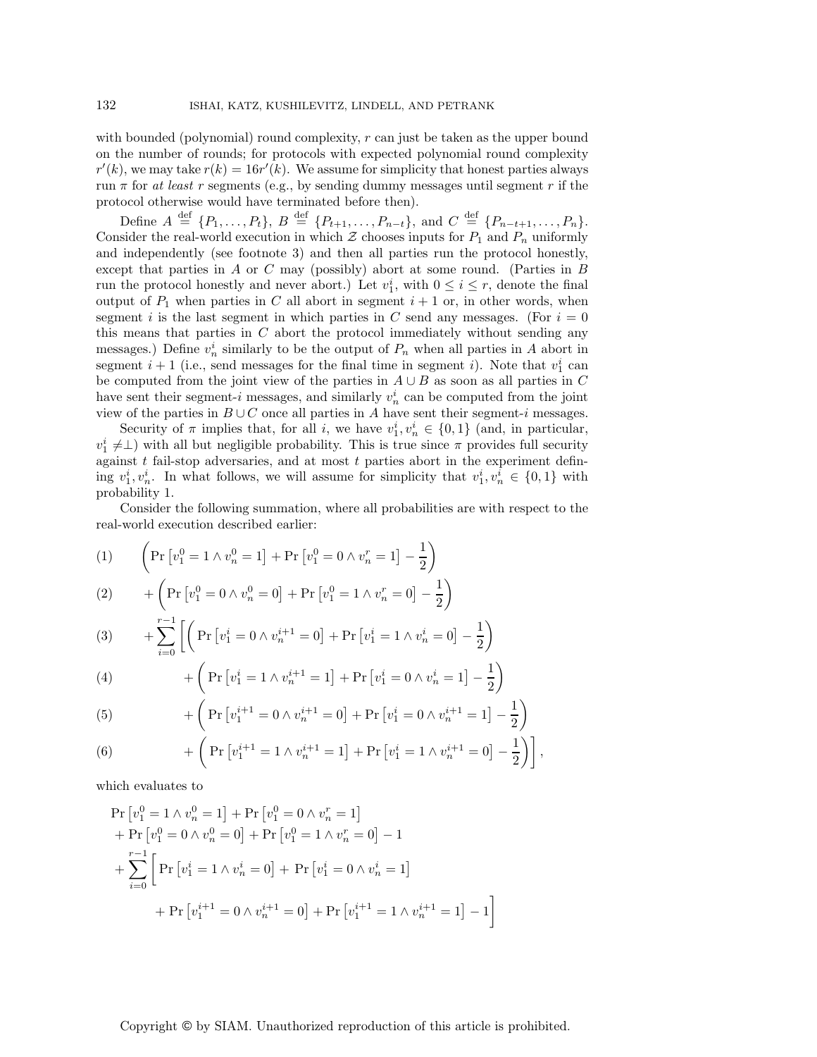with bounded (polynomial) round complexity, $r$ can just be taken as the upper bound on the number of rounds; for protocols with expected polynomial round complexity $r'(k)$, we may take $r(k) = 16r'(k)$. We assume for simplicity that honest parties always run $\pi$ for *at least* $r$ segments (e.g., by sending dummy messages until segment $r$ if the protocol otherwise would have terminated before then).

Define $A \stackrel{\text{def}}{=} \{P_1, \ldots, P_t\}$, $B \stackrel{\text{def}}{=} \{P_{t+1}, \ldots, P_{n-t}\}$, and $C \stackrel{\text{def}}{=} \{P_{n-t+1}, \ldots, P_n\}$. Consider the real-world execution in which $\mathcal{Z}$ chooses inputs for $P_1$ and $P_n$ uniformly and independently (see footnote 3) and then all parties run the protocol honestly, except that parties in $A$ or $C$ may (possibly) abort at some round. (Parties in $B$ run the protocol honestly and never abort.) Let $v_1^i$, with $0 \leq i \leq r$, denote the final output of $P_1$ when parties in $C$ all abort in segment $i+1$ or, in other words, when segment $i$ is the last segment in which parties in $C$ send any messages. (For $i = 0$ this means that parties in $C$ abort the protocol immediately without sending any messages.) Define $v_n^i$ similarly to be the output of $P_n$ when all parties in $A$ abort in segment $i+1$ (i.e., send messages for the final time in segment $i$). Note that $v_1^i$ can be computed from the joint view of the parties in $A \cup B$ as soon as all parties in $C$ have sent their segment-$i$ messages, and similarly $v_n^i$ can be computed from the joint view of the parties in $B \cup C$ once all parties in $A$ have sent their segment-$i$ messages.

Security of $\pi$ implies that, for all $i$, we have $v_1^i, v_n^i \in \{0,1\}$ (and, in particular, $v_1^i \neq \perp$) with all but negligible probability. This is true since $\pi$ provides full security against $t$ fail-stop adversaries, and at most $t$ parties abort in the experiment defining $v_1^i, v_n^i$. In what follows, we will assume for simplicity that $v_1^i, v_n^i \in \{0,1\}$ with probability 1.

Consider the following summation, where all probabilities are with respect to the real-world execution described earlier:

$$
\begin{aligned}
&(1) \qquad \left(\Pr\left[v_1^0 = 1 \wedge v_n^0 = 1\right] + \Pr\left[v_1^0 = 0 \wedge v_n^r = 1\right] - \frac{1}{2}\right) \\
&(2) \qquad + \left(\Pr\left[v_1^0 = 0 \wedge v_n^0 = 0\right] + \Pr\left[v_1^0 = 1 \wedge v_n^r = 0\right] - \frac{1}{2}\right) \\
&(3) \qquad + \sum_{i=0}^{r-1} \Bigg[\left(\Pr\left[v_1^i = 0 \wedge v_n^{i+1} = 0\right] + \Pr\left[v_1^i = 1 \wedge v_n^i = 0\right] - \frac{1}{2}\right) \\
&(4) \qquad\qquad + \left(\Pr\left[v_1^i = 1 \wedge v_n^{i+1} = 1\right] + \Pr\left[v_1^i = 0 \wedge v_n^i = 1\right] - \frac{1}{2}\right) \\
&(5) \qquad\qquad + \left(\Pr\left[v_1^{i+1} = 0 \wedge v_n^{i+1} = 0\right] + \Pr\left[v_1^i = 0 \wedge v_n^{i+1} = 1\right] - \frac{1}{2}\right) \\
&(6) \qquad\qquad + \left(\Pr\left[v_1^{i+1} = 1 \wedge v_n^{i+1} = 1\right] + \Pr\left[v_1^i = 1 \wedge v_n^{i+1} = 0\right] - \frac{1}{2}\right)\Bigg],
\end{aligned}
$$

which evaluates to

$$
\begin{aligned}
&\Pr\left[v_1^0 = 1 \wedge v_n^0 = 1\right] + \Pr\left[v_1^0 = 0 \wedge v_n^r = 1\right] \\
&\quad + \Pr\left[v_1^0 = 0 \wedge v_n^0 = 0\right] + \Pr\left[v_1^0 = 1 \wedge v_n^r = 0\right] - 1 \\
&\quad + \sum_{i=0}^{r-1} \Bigg[\Pr\left[v_1^i = 1 \wedge v_n^i = 0\right] + \Pr\left[v_1^i = 0 \wedge v_n^i = 1\right] \\
&\qquad\qquad + \Pr\left[v_1^{i+1} = 0 \wedge v_n^{i+1} = 0\right] + \Pr\left[v_1^{i+1} = 1 \wedge v_n^{i+1} = 1\right] - 1\Bigg]
\end{aligned}
$$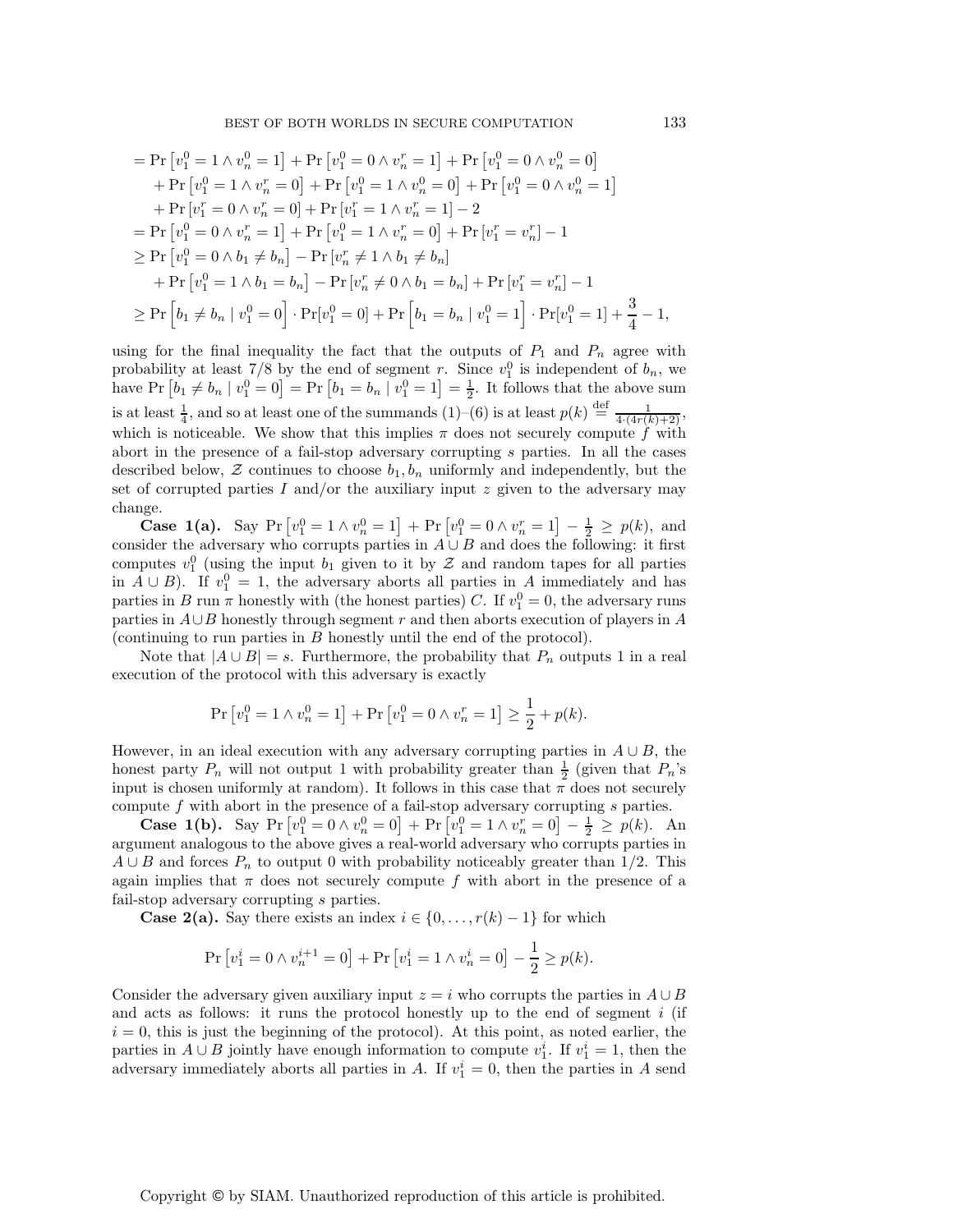$$
\begin{aligned}
&= \Pr\left[v_1^0 = 1 \wedge v_n^0 = 1\right] + \Pr\left[v_1^0 = 0 \wedge v_n^r = 1\right] + \Pr\left[v_1^0 = 0 \wedge v_n^0 = 0\right] \\
&\quad + \Pr\left[v_1^0 = 1 \wedge v_n^r = 0\right] + \Pr\left[v_1^0 = 1 \wedge v_n^0 = 0\right] + \Pr\left[v_1^0 = 0 \wedge v_n^0 = 1\right] \\
&\quad + \Pr\left[v_1^r = 0 \wedge v_n^r = 0\right] + \Pr\left[v_1^r = 1 \wedge v_n^r = 1\right] - 2 \\
&= \Pr\left[v_1^0 = 0 \wedge v_n^r = 1\right] + \Pr\left[v_1^0 = 1 \wedge v_n^r = 0\right] + \Pr\left[v_1^r = v_n^r\right] - 1 \\
&\geq \Pr\left[v_1^0 = 0 \wedge b_1 \neq b_n\right] - \Pr\left[v_n^r \neq 1 \wedge b_1 \neq b_n\right] \\
&\quad + \Pr\left[v_1^0 = 1 \wedge b_1 = b_n\right] - \Pr\left[v_n^r \neq 0 \wedge b_1 = b_n\right] + \Pr\left[v_1^r = v_n^r\right] - 1 \\
&\geq \Pr\left[b_1 \neq b_n \mid v_1^0 = 0\right] \cdot \Pr[v_1^0 = 0] + \Pr\left[b_1 = b_n \mid v_1^0 = 1\right] \cdot \Pr[v_1^0 = 1] + \frac{3}{4} - 1,
\end{aligned}
$$

using for the final inequality the fact that the outputs of $P_1$ and $P_n$ agree with probability at least $7/8$ by the end of segment $r$. Since $v_1^0$ is independent of $b_n$, we have $\Pr\left[b_1 \neq b_n \mid v_1^0 = 0\right] = \Pr\left[b_1 = b_n \mid v_1^0 = 1\right] = \frac{1}{2}$. It follows that the above sum is at least $\frac{1}{4}$, and so at least one of the summands (1)–(6) is at least $p(k) \stackrel{\text{def}}{=} \frac{1}{4 \cdot (4r(k)+2)}$, which is noticeable. We show that this implies $\pi$ does not securely compute $f$ with abort in the presence of a fail-stop adversary corrupting $s$ parties. In all the cases described below, $\mathcal{Z}$ continues to choose $b_1, b_n$ uniformly and independently, but the set of corrupted parties $I$ and/or the auxiliary input $z$ given to the adversary may change.

**Case 1(a).** Say $\Pr\left[v_1^0 = 1 \wedge v_n^0 = 1\right] + \Pr\left[v_1^0 = 0 \wedge v_n^r = 1\right] - \frac{1}{2} \geq p(k)$, and consider the adversary who corrupts parties in $A \cup B$ and does the following: it first computes $v_1^0$ (using the input $b_1$ given to it by $\mathcal{Z}$ and random tapes for all parties in $A \cup B$). If $v_1^0 = 1$, the adversary aborts all parties in $A$ immediately and has parties in $B$ run $\pi$ honestly with (the honest parties) $C$. If $v_1^0 = 0$, the adversary runs parties in $A \cup B$ honestly through segment $r$ and then aborts execution of players in $A$ (continuing to run parties in $B$ honestly until the end of the protocol).

Note that $|A \cup B| = s$. Furthermore, the probability that $P_n$ outputs 1 in a real execution of the protocol with this adversary is exactly

$$
\Pr\left[v_1^0 = 1 \wedge v_n^0 = 1\right] + \Pr\left[v_1^0 = 0 \wedge v_n^r = 1\right] \geq \frac{1}{2} + p(k).
$$

However, in an ideal execution with any adversary corrupting parties in $A \cup B$, the honest party $P_n$ will not output 1 with probability greater than $\frac{1}{2}$ (given that $P_n$'s input is chosen uniformly at random). It follows in this case that $\pi$ does not securely compute $f$ with abort in the presence of a fail-stop adversary corrupting $s$ parties.

**Case 1(b).** Say $\Pr\left[v_1^0 = 0 \wedge v_n^0 = 0\right] + \Pr\left[v_1^0 = 1 \wedge v_n^r = 0\right] - \frac{1}{2} \geq p(k)$. An argument analogous to the above gives a real-world adversary who corrupts parties in $A \cup B$ and forces $P_n$ to output 0 with probability noticeably greater than 1/2. This again implies that $\pi$ does not securely compute $f$ with abort in the presence of a fail-stop adversary corrupting $s$ parties.

**Case 2(a).** Say there exists an index $i \in \{0, \ldots, r(k) - 1\}$ for which

$$
\Pr\left[v_1^i = 0 \wedge v_n^{i+1} = 0\right] + \Pr\left[v_1^i = 1 \wedge v_n^i = 0\right] - \frac{1}{2} \geq p(k).
$$

Consider the adversary given auxiliary input $z = i$ who corrupts the parties in $A \cup B$ and acts as follows: it runs the protocol honestly up to the end of segment $i$ (if $i = 0$, this is just the beginning of the protocol). At this point, as noted earlier, the parties in $A \cup B$ jointly have enough information to compute $v_1^i$. If $v_1^i = 1$, then the adversary immediately aborts all parties in $A$. If $v_1^i = 0$, then the parties in $A$ send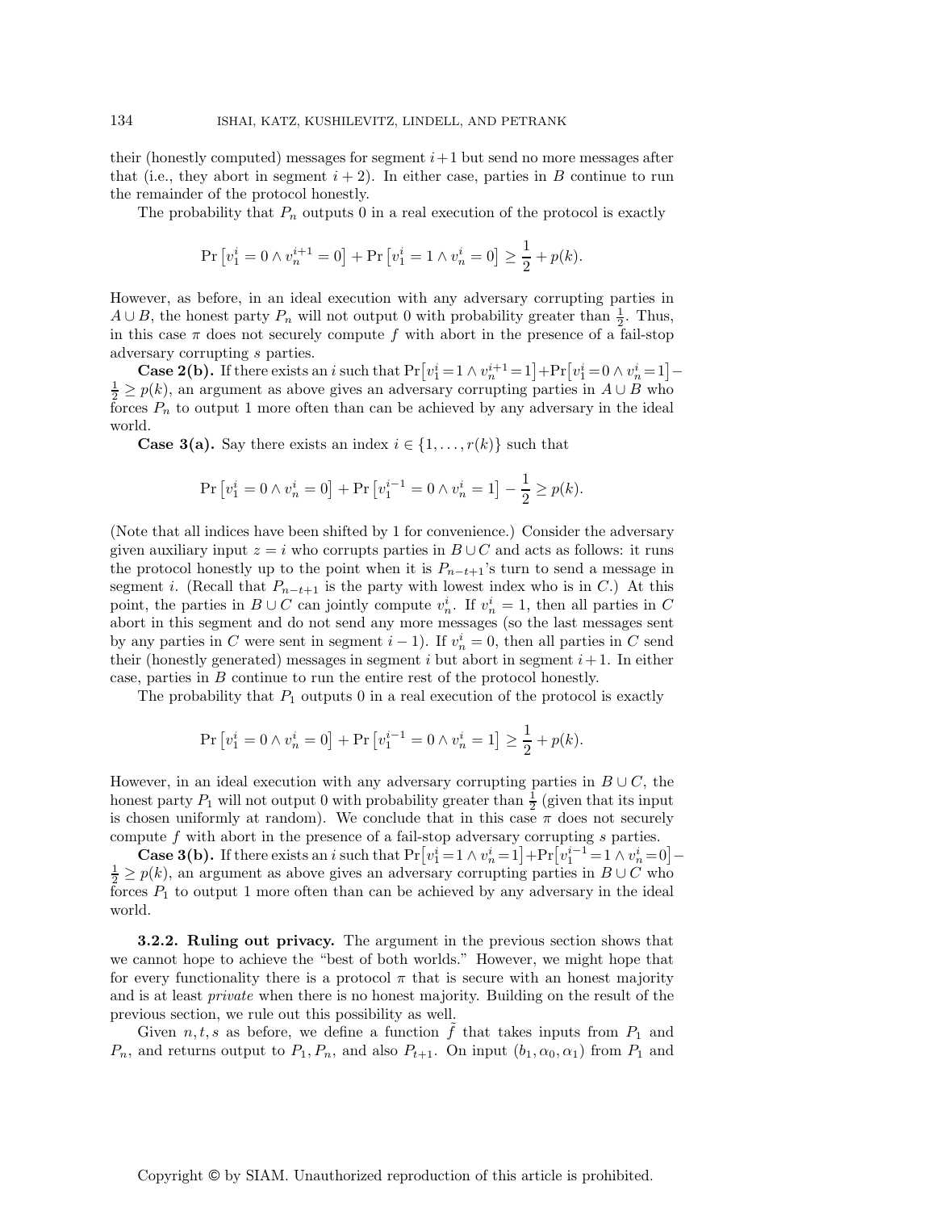their (honestly computed) messages for segment $i+1$ but send no more messages after that (i.e., they abort in segment $i+2$). In either case, parties in $B$ continue to run the remainder of the protocol honestly.

The probability that $P_n$ outputs 0 in a real execution of the protocol is exactly

$$\Pr\left[v_1^i = 0 \wedge v_n^{i+1} = 0\right] + \Pr\left[v_1^i = 1 \wedge v_n^i = 0\right] \geq \frac{1}{2} + p(k).$$

However, as before, in an ideal execution with any adversary corrupting parties in $A \cup B$, the honest party $P_n$ will not output 0 with probability greater than $\frac{1}{2}$. Thus, in this case $\pi$ does not securely compute $f$ with abort in the presence of a fail-stop adversary corrupting $s$ parties.

**Case 2(b).** If there exists an $i$ such that $\Pr\left[v_1^i = 1 \wedge v_n^{i+1} = 1\right] + \Pr\left[v_1^i = 0 \wedge v_n^i = 1\right] - \frac{1}{2} \geq p(k)$, an argument as above gives an adversary corrupting parties in $A \cup B$ who forces $P_n$ to output 1 more often than can be achieved by any adversary in the ideal world.

**Case 3(a).** Say there exists an index $i \in \{1, \ldots, r(k)\}$ such that

$$\Pr\left[v_1^i = 0 \wedge v_n^i = 0\right] + \Pr\left[v_1^{i-1} = 0 \wedge v_n^i = 1\right] - \frac{1}{2} \geq p(k).$$

(Note that all indices have been shifted by 1 for convenience.) Consider the adversary given auxiliary input $z = i$ who corrupts parties in $B \cup C$ and acts as follows: it runs the protocol honestly up to the point when it is $P_{n-t+1}$'s turn to send a message in segment $i$. (Recall that $P_{n-t+1}$ is the party with lowest index who is in $C$.) At this point, the parties in $B \cup C$ can jointly compute $v_n^i$. If $v_n^i = 1$, then all parties in $C$ abort in this segment and do not send any more messages (so the last messages sent by any parties in $C$ were sent in segment $i-1$). If $v_n^i = 0$, then all parties in $C$ send their (honestly generated) messages in segment $i$ but abort in segment $i+1$. In either case, parties in $B$ continue to run the entire rest of the protocol honestly.

The probability that $P_1$ outputs 0 in a real execution of the protocol is exactly

$$\Pr\left[v_1^i = 0 \wedge v_n^i = 0\right] + \Pr\left[v_1^{i-1} = 0 \wedge v_n^i = 1\right] \geq \frac{1}{2} + p(k).$$

However, in an ideal execution with any adversary corrupting parties in $B \cup C$, the honest party $P_1$ will not output 0 with probability greater than $\frac{1}{2}$ (given that its input is chosen uniformly at random). We conclude that in this case $\pi$ does not securely compute $f$ with abort in the presence of a fail-stop adversary corrupting $s$ parties.

**Case 3(b).** If there exists an $i$ such that $\Pr\left[v_1^i = 1 \wedge v_n^i = 1\right] + \Pr\left[v_1^{i-1} = 1 \wedge v_n^i = 0\right] - \frac{1}{2} \geq p(k)$, an argument as above gives an adversary corrupting parties in $B \cup C$ who forces $P_1$ to output 1 more often than can be achieved by any adversary in the ideal world.

**3.2.2. Ruling out privacy.** The argument in the previous section shows that we cannot hope to achieve the "best of both worlds." However, we might hope that for every functionality there is a protocol $\pi$ that is secure with an honest majority and is at least *private* when there is no honest majority. Building on the result of the previous section, we rule out this possibility as well.

Given $n, t, s$ as before, we define a function $\tilde{f}$ that takes inputs from $P_1$ and $P_n$, and returns output to $P_1, P_n$, and also $P_{t+1}$. On input $(b_1, \alpha_0, \alpha_1)$ from $P_1$ and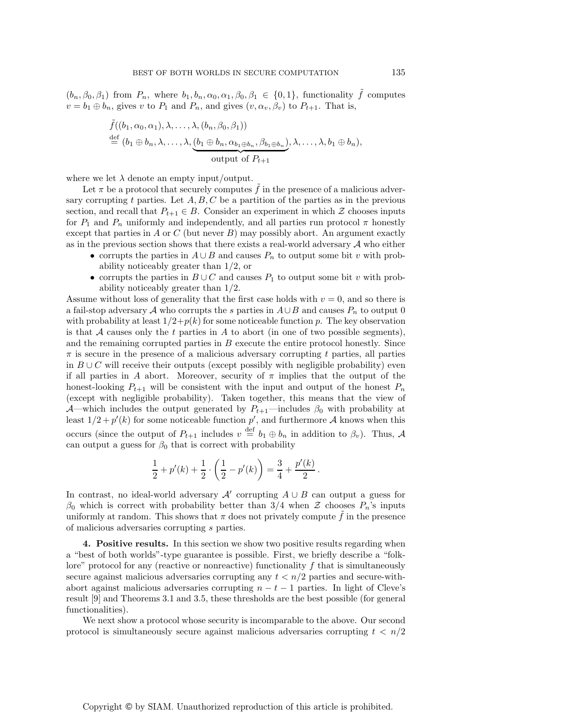$(b_n, \beta_0, \beta_1)$ from $P_n$, where $b_1, b_n, \alpha_0, \alpha_1, \beta_0, \beta_1 \in \{0,1\}$, functionality $\tilde{f}$ computes $v = b_1 \oplus b_n$, gives $v$ to $P_1$ and $P_n$, and gives $(v, \alpha_v, \beta_v)$ to $P_{t+1}$. That is,

$$\tilde{f}((b_1, \alpha_0, \alpha_1), \lambda, \ldots, \lambda, (b_n, \beta_0, \beta_1))$$
$$\stackrel{\text{def}}{=} (b_1 \oplus b_n, \lambda, \ldots, \lambda, \underbrace{(b_1 \oplus b_n, \alpha_{b_1 \oplus b_n}, \beta_{b_1 \oplus b_n})}_{\text{output of } P_{t+1}}, \lambda, \ldots, \lambda, b_1 \oplus b_n),$$

where we let $\lambda$ denote an empty input/output.

Let $\pi$ be a protocol that securely computes $\tilde{f}$ in the presence of a malicious adversary corrupting $t$ parties. Let $A, B, C$ be a partition of the parties as in the previous section, and recall that $P_{t+1} \in B$. Consider an experiment in which $\mathcal{Z}$ chooses inputs for $P_1$ and $P_n$ uniformly and independently, and all parties run protocol $\pi$ honestly except that parties in $A$ or $C$ (but never $B$) may possibly abort. An argument exactly as in the previous section shows that there exists a real-world adversary $\mathcal{A}$ who either

- corrupts the parties in $A \cup B$ and causes $P_n$ to output some bit $v$ with probability noticeably greater than 1/2, or
- corrupts the parties in $B \cup C$ and causes $P_1$ to output some bit $v$ with probability noticeably greater than 1/2.

Assume without loss of generality that the first case holds with $v = 0$, and so there is a fail-stop adversary $\mathcal{A}$ who corrupts the $s$ parties in $A \cup B$ and causes $P_n$ to output 0 with probability at least $1/2 + p(k)$ for some noticeable function $p$. The key observation is that $\mathcal{A}$ causes only the $t$ parties in $A$ to abort (in one of two possible segments), and the remaining corrupted parties in $B$ execute the entire protocol honestly. Since $\pi$ is secure in the presence of a malicious adversary corrupting $t$ parties, all parties in $B \cup C$ will receive their outputs (except possibly with negligible probability) even if all parties in $A$ abort. Moreover, security of $\pi$ implies that the output of the honest-looking $P_{t+1}$ will be consistent with the input and output of the honest $P_n$ (except with negligible probability). Taken together, this means that the view of $\mathcal{A}$—which includes the output generated by $P_{t+1}$—includes $\beta_0$ with probability at least $1/2 + p'(k)$ for some noticeable function $p'$, and furthermore $\mathcal{A}$ knows when this occurs (since the output of $P_{t+1}$ includes $v \stackrel{\text{def}}{=} b_1 \oplus b_n$ in addition to $\beta_v$). Thus, $\mathcal{A}$ can output a guess for $\beta_0$ that is correct with probability

$$\frac{1}{2} + p'(k) + \frac{1}{2} \cdot \left(\frac{1}{2} - p'(k)\right) = \frac{3}{4} + \frac{p'(k)}{2}.$$

In contrast, no ideal-world adversary $\mathcal{A}'$ corrupting $A \cup B$ can output a guess for $\beta_0$ which is correct with probability better than 3/4 when $\mathcal{Z}$ chooses $P_n$'s inputs uniformly at random. This shows that $\pi$ does not privately compute $\tilde{f}$ in the presence of malicious adversaries corrupting $s$ parties.

**4. Positive results.** In this section we show two positive results regarding when a "best of both worlds"-type guarantee is possible. First, we briefly describe a "folklore" protocol for any (reactive or nonreactive) functionality $f$ that is simultaneously secure against malicious adversaries corrupting any $t < n/2$ parties and secure-with-abort against malicious adversaries corrupting $n - t - 1$ parties. In light of Cleve's result [9] and Theorems 3.1 and 3.5, these thresholds are the best possible (for general functionalities).

We next show a protocol whose security is incomparable to the above. Our second protocol is simultaneously secure against malicious adversaries corrupting $t < n/2$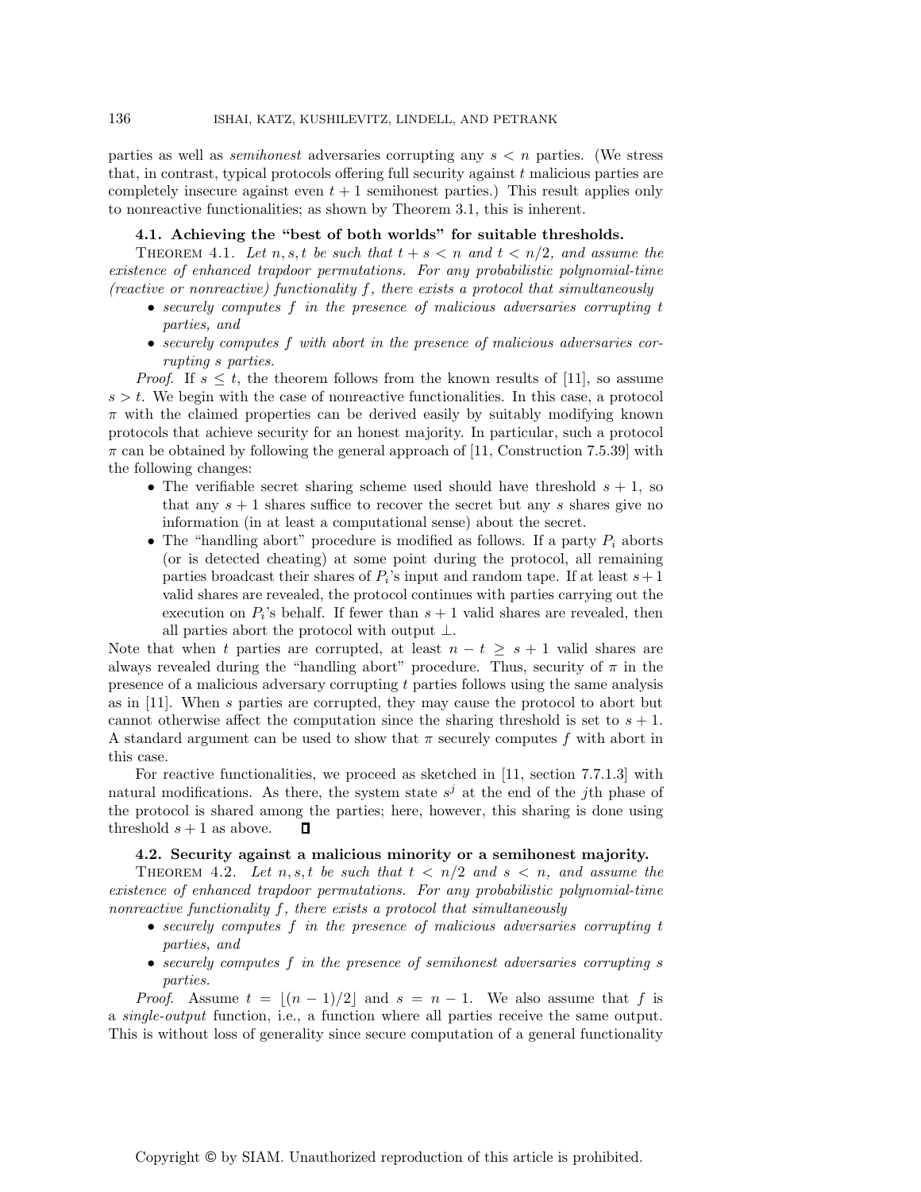parties as well as *semihonest* adversaries corrupting any $s < n$ parties. (We stress that, in contrast, typical protocols offering full security against $t$ malicious parties are completely insecure against even $t + 1$ semihonest parties.) This result applies only to nonreactive functionalities; as shown by Theorem 3.1, this is inherent.

### 4.1. Achieving the "best of both worlds" for suitable thresholds.

THEOREM 4.1. *Let $n, s, t$ be such that $t + s < n$ and $t < n/2$, and assume the existence of enhanced trapdoor permutations. For any probabilistic polynomial-time (reactive or nonreactive) functionality $f$, there exists a protocol that simultaneously*

- *securely computes $f$ in the presence of malicious adversaries corrupting $t$ parties, and*
- *securely computes $f$ with abort in the presence of malicious adversaries corrupting $s$ parties.*

*Proof.* If $s \leq t$, the theorem follows from the known results of [11], so assume $s > t$. We begin with the case of nonreactive functionalities. In this case, a protocol $\pi$ with the claimed properties can be derived easily by suitably modifying known protocols that achieve security for an honest majority. In particular, such a protocol $\pi$ can be obtained by following the general approach of [11, Construction 7.5.39] with the following changes:

- The verifiable secret sharing scheme used should have threshold $s + 1$, so that any $s + 1$ shares suffice to recover the secret but any $s$ shares give no information (in at least a computational sense) about the secret.
- The "handling abort" procedure is modified as follows. If a party $P_i$ aborts (or is detected cheating) at some point during the protocol, all remaining parties broadcast their shares of $P_i$'s input and random tape. If at least $s+1$ valid shares are revealed, the protocol continues with parties carrying out the execution on $P_i$'s behalf. If fewer than $s + 1$ valid shares are revealed, then all parties abort the protocol with output $\perp$.

Note that when $t$ parties are corrupted, at least $n - t \geq s + 1$ valid shares are always revealed during the "handling abort" procedure. Thus, security of $\pi$ in the presence of a malicious adversary corrupting $t$ parties follows using the same analysis as in [11]. When $s$ parties are corrupted, they may cause the protocol to abort but cannot otherwise affect the computation since the sharing threshold is set to $s + 1$. A standard argument can be used to show that $\pi$ securely computes $f$ with abort in this case.

For reactive functionalities, we proceed as sketched in [11, section 7.7.1.3] with natural modifications. As there, the system state $s^j$ at the end of the $j$th phase of the protocol is shared among the parties; here, however, this sharing is done using threshold $s + 1$ as above. ∎

### 4.2. Security against a malicious minority or a semihonest majority.

THEOREM 4.2. *Let $n, s, t$ be such that $t < n/2$ and $s < n$, and assume the existence of enhanced trapdoor permutations. For any probabilistic polynomial-time nonreactive functionality $f$, there exists a protocol that simultaneously*

- *securely computes $f$ in the presence of malicious adversaries corrupting $t$ parties, and*
- *securely computes $f$ in the presence of semihonest adversaries corrupting $s$ parties.*

*Proof.* Assume $t = \lfloor (n - 1)/2 \rfloor$ and $s = n - 1$. We also assume that $f$ is a *single-output* function, i.e., a function where all parties receive the same output. This is without loss of generality since secure computation of a general functionality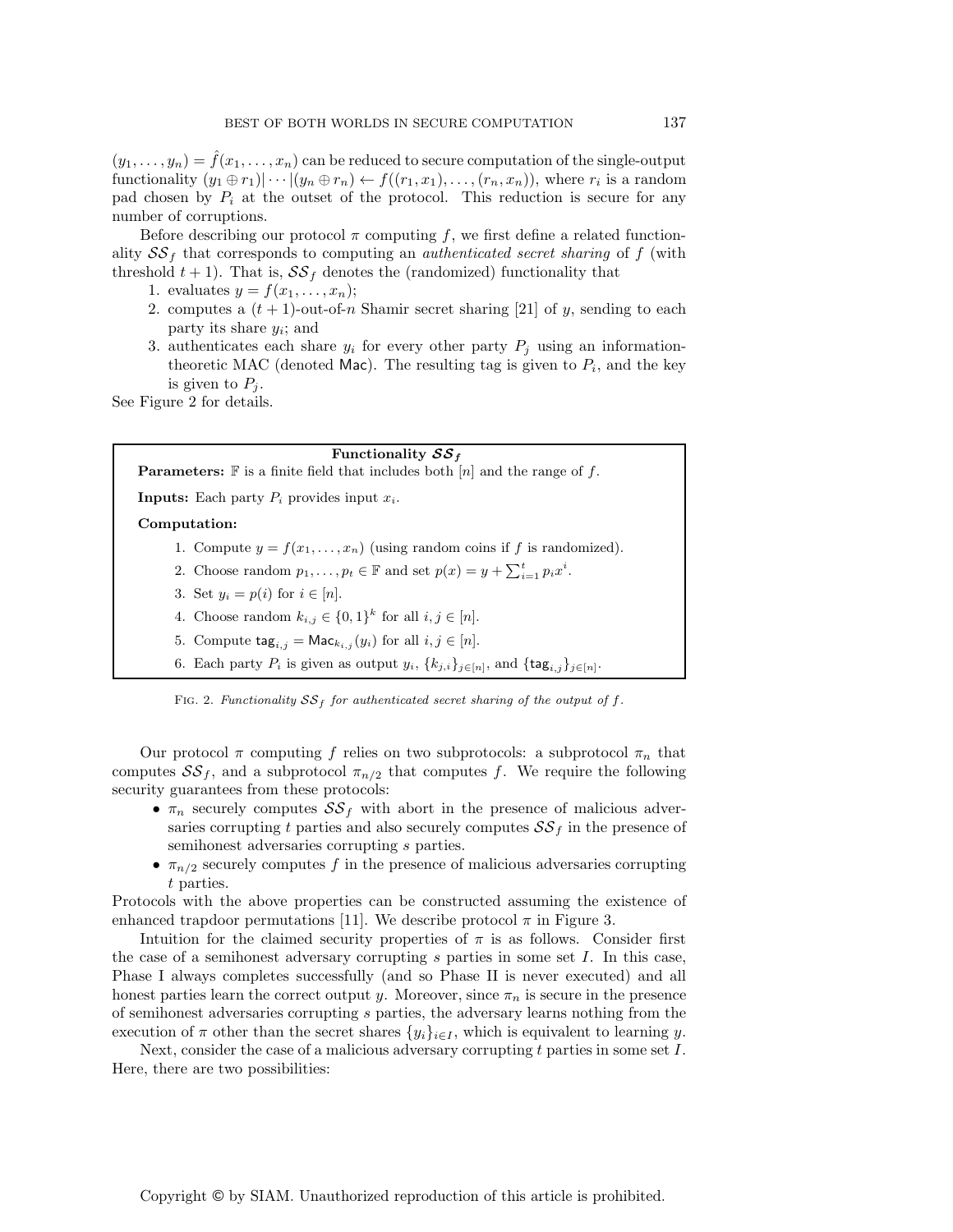$(y_1, \ldots, y_n) = \hat{f}(x_1, \ldots, x_n)$ can be reduced to secure computation of the single-output functionality $(y_1 \oplus r_1)|\cdots|(y_n \oplus r_n) \leftarrow f((r_1, x_1), \ldots, (r_n, x_n))$, where $r_i$ is a random pad chosen by $P_i$ at the outset of the protocol. This reduction is secure for any number of corruptions.

Before describing our protocol $\pi$ computing $f$, we first define a related functionality $\mathcal{SS}_f$ that corresponds to computing an *authenticated secret sharing* of $f$ (with threshold $t+1$). That is, $\mathcal{SS}_f$ denotes the (randomized) functionality that

1. evaluates $y = f(x_1, \ldots, x_n)$;
2. computes a $(t+1)$-out-of-$n$ Shamir secret sharing [21] of $y$, sending to each party its share $y_i$; and
3. authenticates each share $y_i$ for every other party $P_j$ using an information-theoretic MAC (denoted $\mathsf{Mac}$). The resulting tag is given to $P_i$, and the key is given to $P_j$.

See Figure 2 for details.

**Functionality $\mathcal{SS}_f$**

**Parameters:** $\mathbb{F}$ is a finite field that includes both $[n]$ and the range of $f$.

**Inputs:** Each party $P_i$ provides input $x_i$.

**Computation:**

1. Compute $y = f(x_1, \ldots, x_n)$ (using random coins if $f$ is randomized).
2. Choose random $p_1, \ldots, p_t \in \mathbb{F}$ and set $p(x) = y + \sum_{i=1}^{t} p_i x^i$.
3. Set $y_i = p(i)$ for $i \in [n]$.
4. Choose random $k_{i,j} \in \{0,1\}^k$ for all $i, j \in [n]$.
5. Compute $\mathsf{tag}_{i,j} = \mathsf{Mac}_{k_{i,j}}(y_i)$ for all $i, j \in [n]$.
6. Each party $P_i$ is given as output $y_i$, $\{k_{j,i}\}_{j \in [n]}$, and $\{\mathsf{tag}_{i,j}\}_{j \in [n]}$.

Fig. 2. *Functionality $\mathcal{SS}_f$ for authenticated secret sharing of the output of $f$.*

Our protocol $\pi$ computing $f$ relies on two subprotocols: a subprotocol $\pi_n$ that computes $\mathcal{SS}_f$, and a subprotocol $\pi_{n/2}$ that computes $f$. We require the following security guarantees from these protocols:

- $\pi_n$ securely computes $\mathcal{SS}_f$ with abort in the presence of malicious adversaries corrupting $t$ parties and also securely computes $\mathcal{SS}_f$ in the presence of semihonest adversaries corrupting $s$ parties.
- $\pi_{n/2}$ securely computes $f$ in the presence of malicious adversaries corrupting $t$ parties.

Protocols with the above properties can be constructed assuming the existence of enhanced trapdoor permutations [11]. We describe protocol $\pi$ in Figure 3.

Intuition for the claimed security properties of $\pi$ is as follows. Consider first the case of a semihonest adversary corrupting $s$ parties in some set $I$. In this case, Phase I always completes successfully (and so Phase II is never executed) and all honest parties learn the correct output $y$. Moreover, since $\pi_n$ is secure in the presence of semihonest adversaries corrupting $s$ parties, the adversary learns nothing from the execution of $\pi$ other than the secret shares $\{y_i\}_{i \in I}$, which is equivalent to learning $y$.

Next, consider the case of a malicious adversary corrupting $t$ parties in some set $I$. Here, there are two possibilities: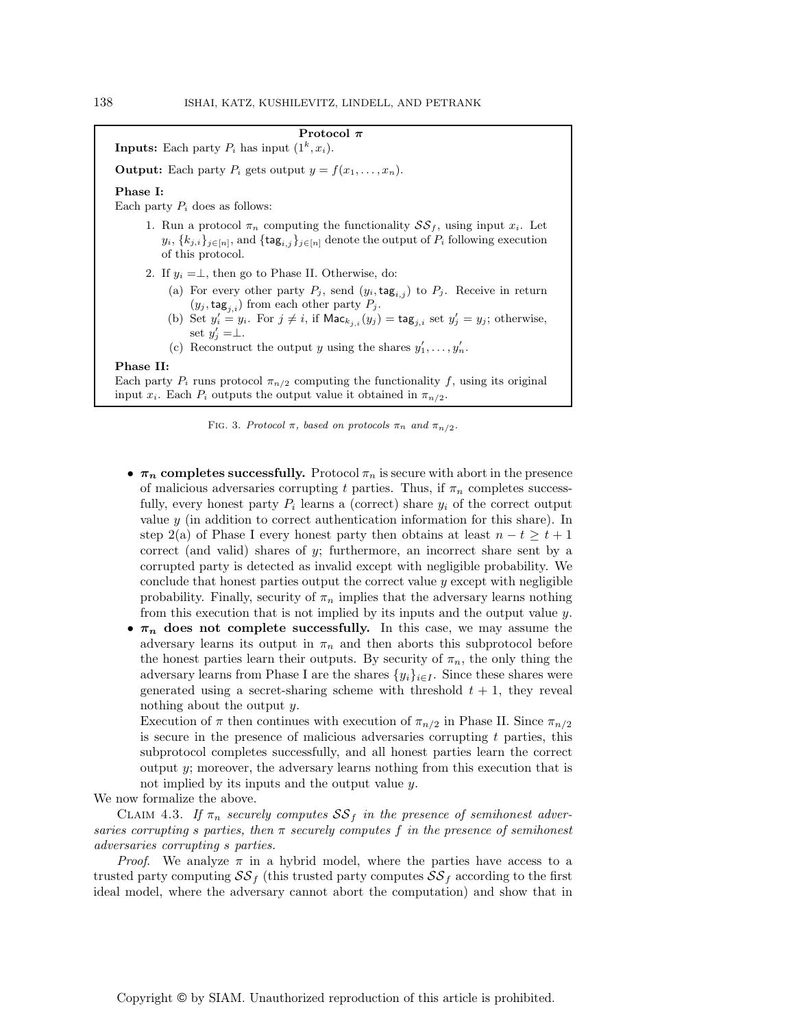**Protocol $\pi$**

**Inputs:** Each party $P_i$ has input $(1^k, x_i)$.

**Output:** Each party $P_i$ gets output $y = f(x_1, \ldots, x_n)$.

**Phase I:**
Each party $P_i$ does as follows:

1. Run a protocol $\pi_n$ computing the functionality $\mathcal{SS}_f$, using input $x_i$. Let $y_i$, $\{k_{j,i}\}_{j \in [n]}$, and $\{\mathsf{tag}_{i,j}\}_{j \in [n]}$ denote the output of $P_i$ following execution of this protocol.
2. If $y_i = \perp$, then go to Phase II. Otherwise, do:
   (a) For every other party $P_j$, send $(y_i, \mathsf{tag}_{i,j})$ to $P_j$. Receive in return $(y_j, \mathsf{tag}_{j,i})$ from each other party $P_j$.
   (b) Set $y'_i = y_i$. For $j \neq i$, if $\mathsf{Mac}_{k_{j,i}}(y_j) = \mathsf{tag}_{j,i}$ set $y'_j = y_j$; otherwise, set $y'_j = \perp$.
   (c) Reconstruct the output $y$ using the shares $y'_1, \ldots, y'_n$.

**Phase II:**
Each party $P_i$ runs protocol $\pi_{n/2}$ computing the functionality $f$, using its original input $x_i$. Each $P_i$ outputs the output value it obtained in $\pi_{n/2}$.

FIG. 3. *Protocol $\pi$, based on protocols $\pi_n$ and $\pi_{n/2}$.*

- **$\pi_n$ completes successfully.** Protocol $\pi_n$ is secure with abort in the presence of malicious adversaries corrupting $t$ parties. Thus, if $\pi_n$ completes successfully, every honest party $P_i$ learns a (correct) share $y_i$ of the correct output value $y$ (in addition to correct authentication information for this share). In step 2(a) of Phase I every honest party then obtains at least $n - t \geq t + 1$ correct (and valid) shares of $y$; furthermore, an incorrect share sent by a corrupted party is detected as invalid except with negligible probability. We conclude that honest parties output the correct value $y$ except with negligible probability. Finally, security of $\pi_n$ implies that the adversary learns nothing from this execution that is not implied by its inputs and the output value $y$.
- **$\pi_n$ does not complete successfully.** In this case, we may assume the adversary learns its output in $\pi_n$ and then aborts this subprotocol before the honest parties learn their outputs. By security of $\pi_n$, the only thing the adversary learns from Phase I are the shares $\{y_i\}_{i \in I}$. Since these shares were generated using a secret-sharing scheme with threshold $t + 1$, they reveal nothing about the output $y$.

  Execution of $\pi$ then continues with execution of $\pi_{n/2}$ in Phase II. Since $\pi_{n/2}$ is secure in the presence of malicious adversaries corrupting $t$ parties, this subprotocol completes successfully, and all honest parties learn the correct output $y$; moreover, the adversary learns nothing from this execution that is not implied by its inputs and the output value $y$.

We now formalize the above.

CLAIM 4.3. *If $\pi_n$ securely computes $\mathcal{SS}_f$ in the presence of semihonest adversaries corrupting $s$ parties, then $\pi$ securely computes $f$ in the presence of semihonest adversaries corrupting $s$ parties.*

*Proof.* We analyze $\pi$ in a hybrid model, where the parties have access to a trusted party computing $\mathcal{SS}_f$ (this trusted party computes $\mathcal{SS}_f$ according to the first ideal model, where the adversary cannot abort the computation) and show that in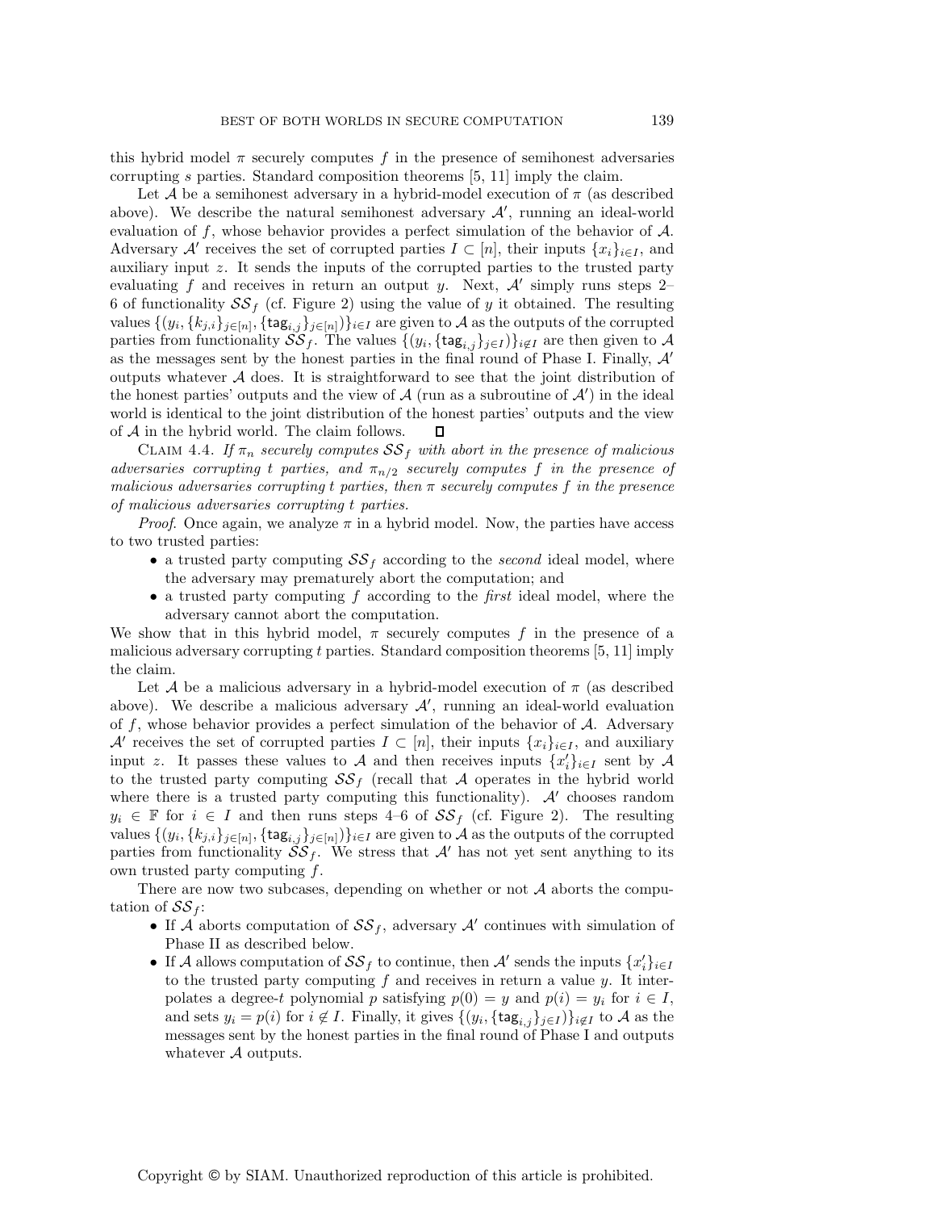this hybrid model $\pi$ securely computes $f$ in the presence of semihonest adversaries corrupting $s$ parties. Standard composition theorems [5, 11] imply the claim.

Let $\mathcal{A}$ be a semihonest adversary in a hybrid-model execution of $\pi$ (as described above). We describe the natural semihonest adversary $\mathcal{A}'$, running an ideal-world evaluation of $f$, whose behavior provides a perfect simulation of the behavior of $\mathcal{A}$. Adversary $\mathcal{A}'$ receives the set of corrupted parties $I \subset [n]$, their inputs $\{x_i\}_{i \in I}$, and auxiliary input $z$. It sends the inputs of the corrupted parties to the trusted party evaluating $f$ and receives in return an output $y$. Next, $\mathcal{A}'$ simply runs steps 2–6 of functionality $\mathcal{SS}_f$ (cf. Figure 2) using the value of $y$ it obtained. The resulting values $\{(y_i, \{k_{j,i}\}_{j\in[n]}, \{\mathsf{tag}_{i,j}\}_{j\in[n]})\}_{i\in I}$ are given to $\mathcal{A}$ as the outputs of the corrupted parties from functionality $\mathcal{SS}_f$. The values $\{(y_i, \{\mathsf{tag}_{i,j}\}_{j\in I})\}_{i\notin I}$ are then given to $\mathcal{A}$ as the messages sent by the honest parties in the final round of Phase I. Finally, $\mathcal{A}'$ outputs whatever $\mathcal{A}$ does. It is straightforward to see that the joint distribution of the honest parties' outputs and the view of $\mathcal{A}$ (run as a subroutine of $\mathcal{A}'$) in the ideal world is identical to the joint distribution of the honest parties' outputs and the view of $\mathcal{A}$ in the hybrid world. The claim follows. ◻

CLAIM 4.4. *If $\pi_n$ securely computes $\mathcal{SS}_f$ with abort in the presence of malicious adversaries corrupting $t$ parties, and $\pi_{n/2}$ securely computes $f$ in the presence of malicious adversaries corrupting $t$ parties, then $\pi$ securely computes $f$ in the presence of malicious adversaries corrupting $t$ parties.*

*Proof.* Once again, we analyze $\pi$ in a hybrid model. Now, the parties have access to two trusted parties:

- a trusted party computing $\mathcal{SS}_f$ according to the *second* ideal model, where the adversary may prematurely abort the computation; and
- a trusted party computing $f$ according to the *first* ideal model, where the adversary cannot abort the computation.

We show that in this hybrid model, $\pi$ securely computes $f$ in the presence of a malicious adversary corrupting $t$ parties. Standard composition theorems [5, 11] imply the claim.

Let $\mathcal{A}$ be a malicious adversary in a hybrid-model execution of $\pi$ (as described above). We describe a malicious adversary $\mathcal{A}'$, running an ideal-world evaluation of $f$, whose behavior provides a perfect simulation of the behavior of $\mathcal{A}$. Adversary $\mathcal{A}'$ receives the set of corrupted parties $I \subset [n]$, their inputs $\{x_i\}_{i\in I}$, and auxiliary input $z$. It passes these values to $\mathcal{A}$ and then receives inputs $\{x'_i\}_{i\in I}$ sent by $\mathcal{A}$ to the trusted party computing $\mathcal{SS}_f$ (recall that $\mathcal{A}$ operates in the hybrid world where there is a trusted party computing this functionality). $\mathcal{A}'$ chooses random $y_i \in \mathbb{F}$ for $i \in I$ and then runs steps 4–6 of $\mathcal{SS}_f$ (cf. Figure 2). The resulting values $\{(y_i, \{k_{j,i}\}_{j\in[n]}, \{\mathsf{tag}_{i,j}\}_{j\in[n]})\}_{i\in I}$ are given to $\mathcal{A}$ as the outputs of the corrupted parties from functionality $\mathcal{SS}_f$. We stress that $\mathcal{A}'$ has not yet sent anything to its own trusted party computing $f$.

There are now two subcases, depending on whether or not $\mathcal{A}$ aborts the computation of $\mathcal{SS}_f$:

- If $\mathcal{A}$ aborts computation of $\mathcal{SS}_f$, adversary $\mathcal{A}'$ continues with simulation of Phase II as described below.
- If $\mathcal{A}$ allows computation of $\mathcal{SS}_f$ to continue, then $\mathcal{A}'$ sends the inputs $\{x'_i\}_{i\in I}$ to the trusted party computing $f$ and receives in return a value $y$. It interpolates a degree-$t$ polynomial $p$ satisfying $p(0) = y$ and $p(i) = y_i$ for $i \in I$, and sets $y_i = p(i)$ for $i \notin I$. Finally, it gives $\{(y_i, \{\mathsf{tag}_{i,j}\}_{j\in I})\}_{i\notin I}$ to $\mathcal{A}$ as the messages sent by the honest parties in the final round of Phase I and outputs whatever $\mathcal{A}$ outputs.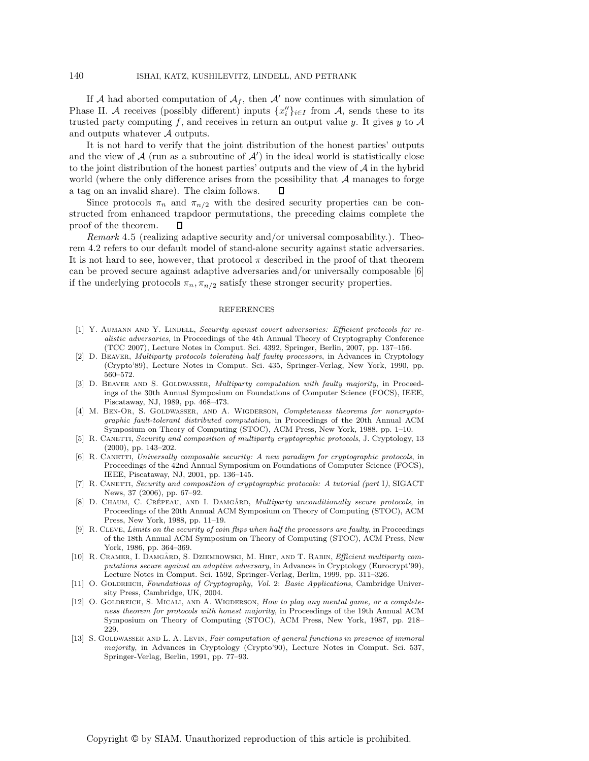If $\mathcal{A}$ had aborted computation of $\mathcal{A}_f$, then $\mathcal{A}'$ now continues with simulation of Phase II. $\mathcal{A}$ receives (possibly different) inputs $\{x_i''\}_{i\in I}$ from $\mathcal{A}$, sends these to its trusted party computing $f$, and receives in return an output value $y$. It gives $y$ to $\mathcal{A}$ and outputs whatever $\mathcal{A}$ outputs.

It is not hard to verify that the joint distribution of the honest parties' outputs and the view of $\mathcal{A}$ (run as a subroutine of $\mathcal{A}'$) in the ideal world is statistically close to the joint distribution of the honest parties' outputs and the view of $\mathcal{A}$ in the hybrid world (where the only difference arises from the possibility that $\mathcal{A}$ manages to forge a tag on an invalid share). The claim follows. ∎

Since protocols $\pi_n$ and $\pi_{n/2}$ with the desired security properties can be constructed from enhanced trapdoor permutations, the preceding claims complete the proof of the theorem. ∎

*Remark* 4.5 (realizing adaptive security and/or universal composability.). Theorem 4.2 refers to our default model of stand-alone security against static adversaries. It is not hard to see, however, that protocol $\pi$ described in the proof of that theorem can be proved secure against adaptive adversaries and/or universally composable [6] if the underlying protocols $\pi_n, \pi_{n/2}$ satisfy these stronger security properties.

## REFERENCES

[1] Y. Aumann and Y. Lindell, *Security against covert adversaries: Efficient protocols for realistic adversaries*, in Proceedings of the 4th Annual Theory of Cryptography Conference (TCC 2007), Lecture Notes in Comput. Sci. 4392, Springer, Berlin, 2007, pp. 137–156.

[2] D. Beaver, *Multiparty protocols tolerating half faulty processors*, in Advances in Cryptology (Crypto'89), Lecture Notes in Comput. Sci. 435, Springer-Verlag, New York, 1990, pp. 560–572.

[3] D. Beaver and S. Goldwasser, *Multiparty computation with faulty majority*, in Proceedings of the 30th Annual Symposium on Foundations of Computer Science (FOCS), IEEE, Piscataway, NJ, 1989, pp. 468–473.

[4] M. Ben-Or, S. Goldwasser, and A. Wigderson, *Completeness theorems for noncryptographic fault-tolerant distributed computation*, in Proceedings of the 20th Annual ACM Symposium on Theory of Computing (STOC), ACM Press, New York, 1988, pp. 1–10.

[5] R. Canetti, *Security and composition of multiparty cryptographic protocols*, J. Cryptology, 13 (2000), pp. 143–202.

[6] R. Canetti, *Universally composable security: A new paradigm for cryptographic protocols*, in Proceedings of the 42nd Annual Symposium on Foundations of Computer Science (FOCS), IEEE, Piscataway, NJ, 2001, pp. 136–145.

[7] R. Canetti, *Security and composition of cryptographic protocols: A tutorial (part I)*, SIGACT News, 37 (2006), pp. 67–92.

[8] D. Chaum, C. Crépeau, and I. Damgård, *Multiparty unconditionally secure protocols*, in Proceedings of the 20th Annual ACM Symposium on Theory of Computing (STOC), ACM Press, New York, 1988, pp. 11–19.

[9] R. Cleve, *Limits on the security of coin flips when half the processors are faulty*, in Proceedings of the 18th Annual ACM Symposium on Theory of Computing (STOC), ACM Press, New York, 1986, pp. 364–369.

[10] R. Cramer, I. Damgård, S. Dziembowski, M. Hirt, and T. Rabin, *Efficient multiparty computations secure against an adaptive adversary*, in Advances in Cryptology (Eurocrypt'99), Lecture Notes in Comput. Sci. 1592, Springer-Verlag, Berlin, 1999, pp. 311–326.

[11] O. Goldreich, *Foundations of Cryptography, Vol.* 2: *Basic Applications*, Cambridge University Press, Cambridge, UK, 2004.

[12] O. Goldreich, S. Micali, and A. Wigderson, *How to play any mental game, or a completeness theorem for protocols with honest majority*, in Proceedings of the 19th Annual ACM Symposium on Theory of Computing (STOC), ACM Press, New York, 1987, pp. 218–229.

[13] S. Goldwasser and L. A. Levin, *Fair computation of general functions in presence of immoral majority*, in Advances in Cryptology (Crypto'90), Lecture Notes in Comput. Sci. 537, Springer-Verlag, Berlin, 1991, pp. 77–93.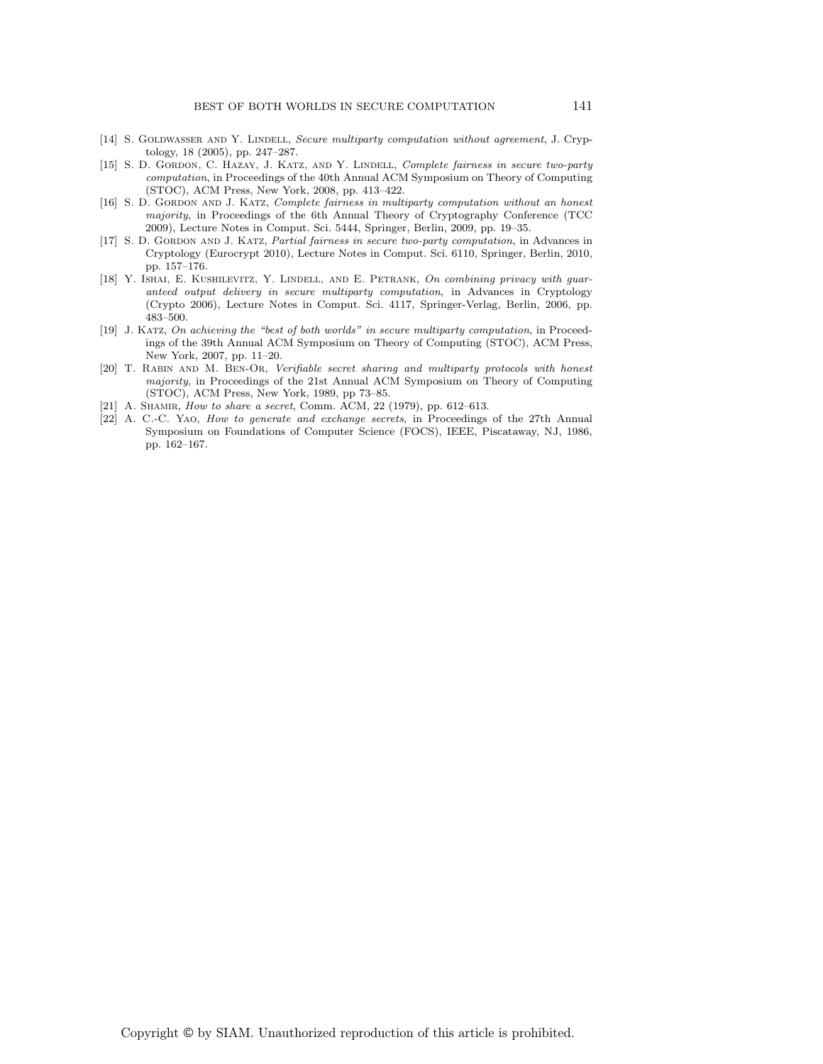[14] S. Goldwasser and Y. Lindell, *Secure multiparty computation without agreement*, J. Cryptology, 18 (2005), pp. 247–287.

[15] S. D. Gordon, C. Hazay, J. Katz, and Y. Lindell, *Complete fairness in secure two-party computation*, in Proceedings of the 40th Annual ACM Symposium on Theory of Computing (STOC), ACM Press, New York, 2008, pp. 413–422.

[16] S. D. Gordon and J. Katz, *Complete fairness in multiparty computation without an honest majority*, in Proceedings of the 6th Annual Theory of Cryptography Conference (TCC 2009), Lecture Notes in Comput. Sci. 5444, Springer, Berlin, 2009, pp. 19–35.

[17] S. D. Gordon and J. Katz, *Partial fairness in secure two-party computation*, in Advances in Cryptology (Eurocrypt 2010), Lecture Notes in Comput. Sci. 6110, Springer, Berlin, 2010, pp. 157–176.

[18] Y. Ishai, E. Kushilevitz, Y. Lindell, and E. Petrank, *On combining privacy with guaranteed output delivery in secure multiparty computation*, in Advances in Cryptology (Crypto 2006), Lecture Notes in Comput. Sci. 4117, Springer-Verlag, Berlin, 2006, pp. 483–500.

[19] J. Katz, *On achieving the "best of both worlds" in secure multiparty computation*, in Proceedings of the 39th Annual ACM Symposium on Theory of Computing (STOC), ACM Press, New York, 2007, pp. 11–20.

[20] T. Rabin and M. Ben-Or, *Verifiable secret sharing and multiparty protocols with honest majority*, in Proceedings of the 21st Annual ACM Symposium on Theory of Computing (STOC), ACM Press, New York, 1989, pp 73–85.

[21] A. Shamir, *How to share a secret*, Comm. ACM, 22 (1979), pp. 612–613.

[22] A. C.-C. Yao, *How to generate and exchange secrets*, in Proceedings of the 27th Annual Symposium on Foundations of Computer Science (FOCS), IEEE, Piscataway, NJ, 1986, pp. 162–167.